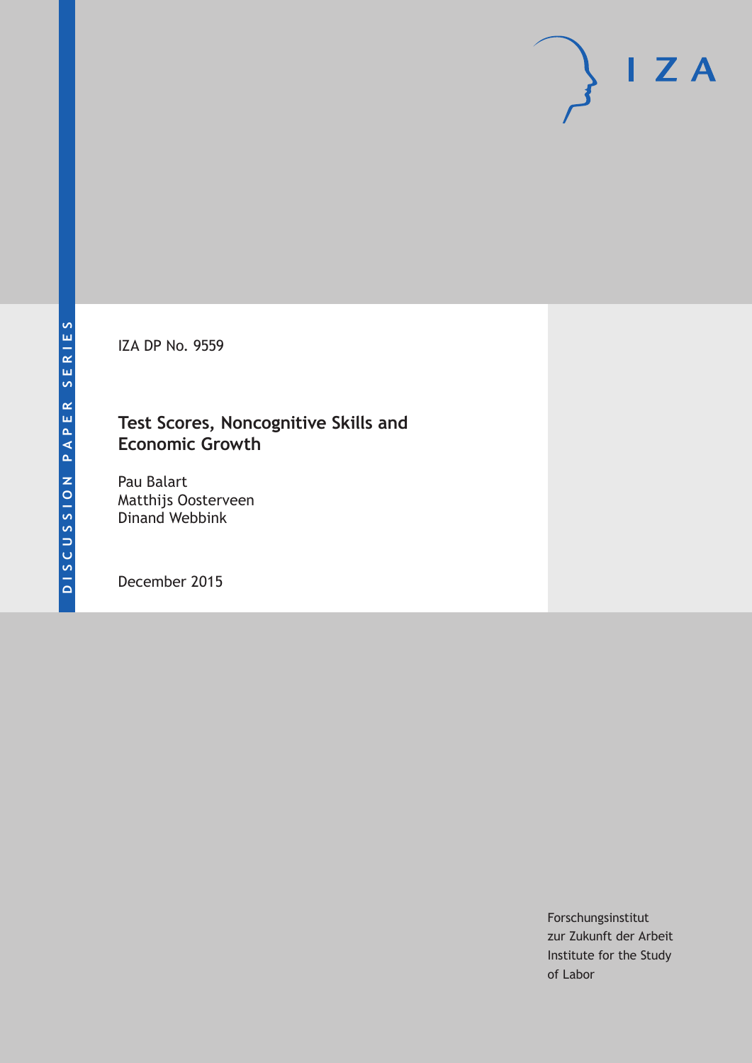DISCUSSION PAPER SERIES

IZA DP No. 9559

# Test Scores, Noncognitive Skills and Economic Growth

Pau Balart
Matthijs Oosterveen
Dinand Webbink

December 2015

Forschungsinstitut
zur Zukunft der Arbeit
Institute for the Study
of Labor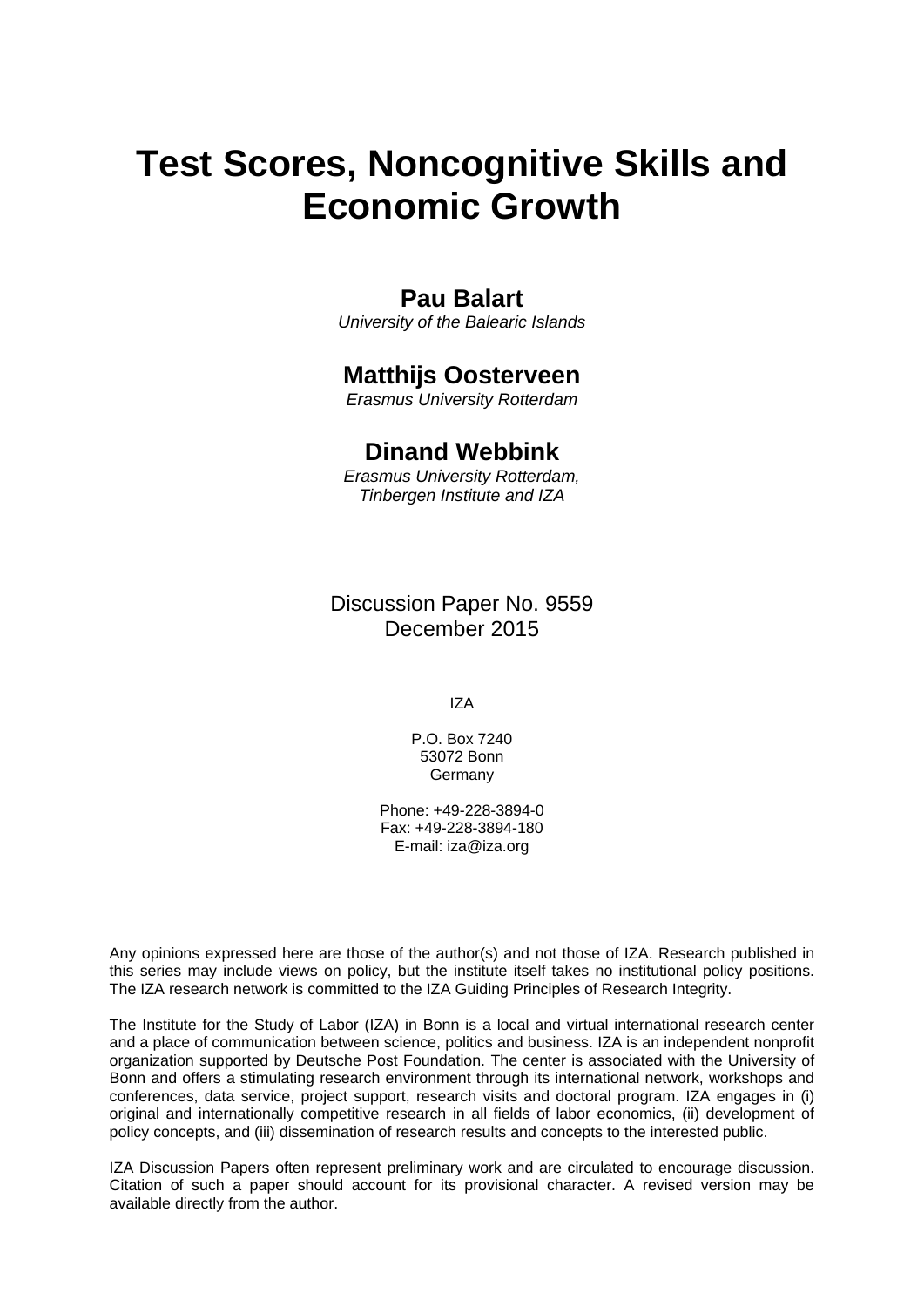# Test Scores, Noncognitive Skills and Economic Growth

**Pau Balart**
*University of the Balearic Islands*

**Matthijs Oosterveen**
*Erasmus University Rotterdam*

**Dinand Webbink**
*Erasmus University Rotterdam, Tinbergen Institute and IZA*

Discussion Paper No. 9559
December 2015

IZA

P.O. Box 7240
53072 Bonn
Germany

Phone: +49-228-3894-0
Fax: +49-228-3894-180
E-mail: iza@iza.org

Any opinions expressed here are those of the author(s) and not those of IZA. Research published in this series may include views on policy, but the institute itself takes no institutional policy positions. The IZA research network is committed to the IZA Guiding Principles of Research Integrity.

The Institute for the Study of Labor (IZA) in Bonn is a local and virtual international research center and a place of communication between science, politics and business. IZA is an independent nonprofit organization supported by Deutsche Post Foundation. The center is associated with the University of Bonn and offers a stimulating research environment through its international network, workshops and conferences, data service, project support, research visits and doctoral program. IZA engages in (i) original and internationally competitive research in all fields of labor economics, (ii) development of policy concepts, and (iii) dissemination of research results and concepts to the interested public.

IZA Discussion Papers often represent preliminary work and are circulated to encourage discussion. Citation of such a paper should account for its provisional character. A revised version may be available directly from the author.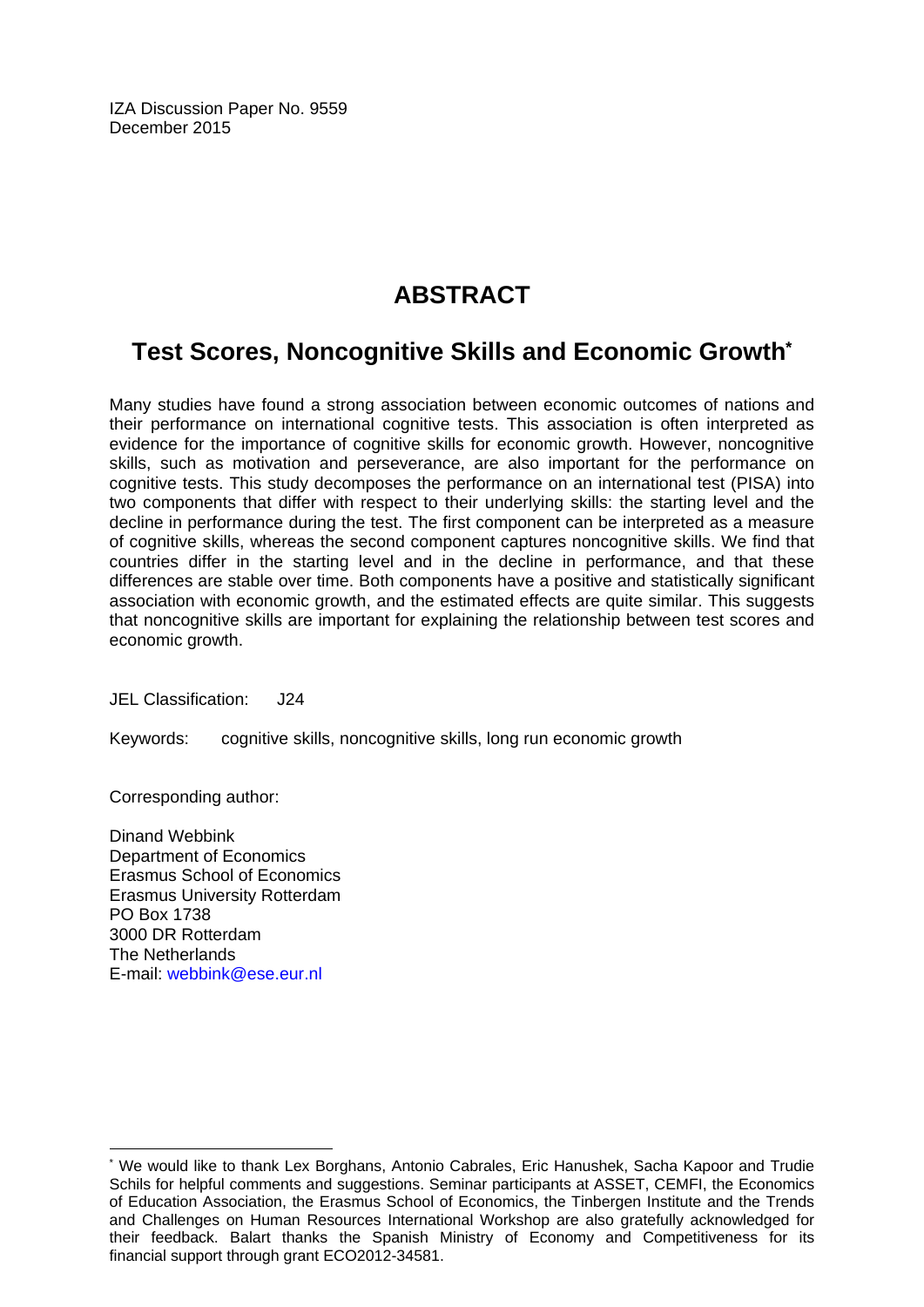IZA Discussion Paper No. 9559
December 2015

# ABSTRACT

## Test Scores, Noncognitive Skills and Economic Growth*

Many studies have found a strong association between economic outcomes of nations and their performance on international cognitive tests. This association is often interpreted as evidence for the importance of cognitive skills for economic growth. However, noncognitive skills, such as motivation and perseverance, are also important for the performance on cognitive tests. This study decomposes the performance on an international test (PISA) into two components that differ with respect to their underlying skills: the starting level and the decline in performance during the test. The first component can be interpreted as a measure of cognitive skills, whereas the second component captures noncognitive skills. We find that countries differ in the starting level and in the decline in performance, and that these differences are stable over time. Both components have a positive and statistically significant association with economic growth, and the estimated effects are quite similar. This suggests that noncognitive skills are important for explaining the relationship between test scores and economic growth.

JEL Classification: J24

Keywords: cognitive skills, noncognitive skills, long run economic growth

Corresponding author:

Dinand Webbink
Department of Economics
Erasmus School of Economics
Erasmus University Rotterdam
PO Box 1738
3000 DR Rotterdam
The Netherlands
E-mail: webbink@ese.eur.nl

* We would like to thank Lex Borghans, Antonio Cabrales, Eric Hanushek, Sacha Kapoor and Trudie Schils for helpful comments and suggestions. Seminar participants at ASSET, CEMFI, the Economics of Education Association, the Erasmus School of Economics, the Tinbergen Institute and the Trends and Challenges on Human Resources International Workshop are also gratefully acknowledged for their feedback. Balart thanks the Spanish Ministry of Economy and Competitiveness for its financial support through grant ECO2012-34581.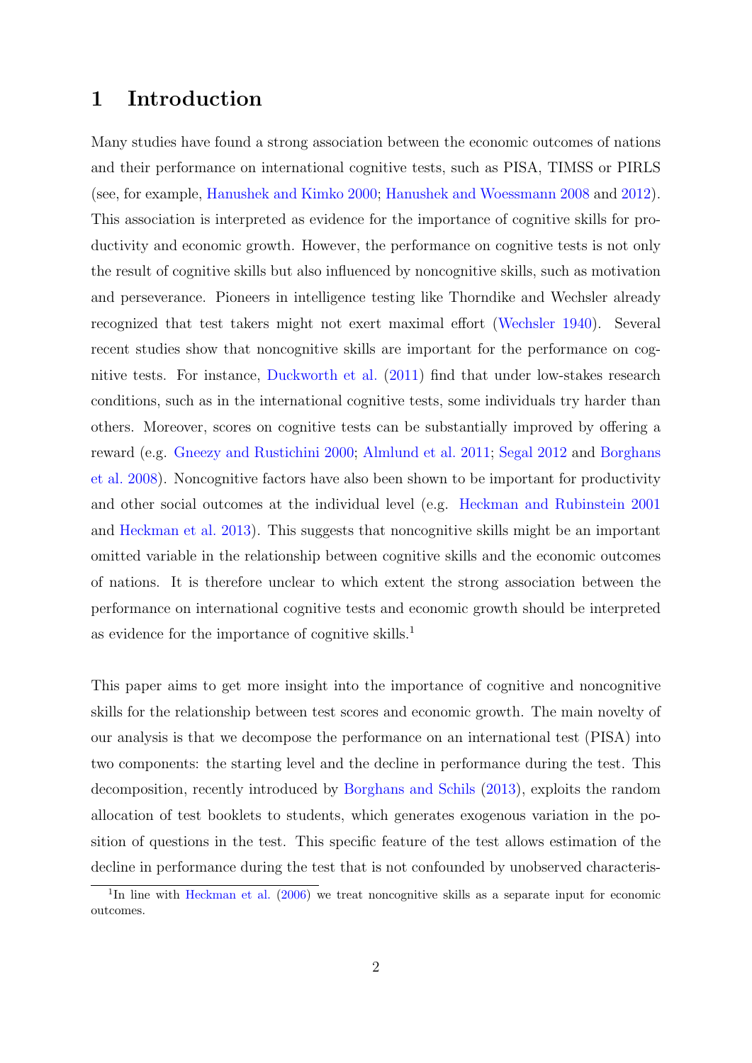# 1 Introduction

Many studies have found a strong association between the economic outcomes of nations and their performance on international cognitive tests, such as PISA, TIMSS or PIRLS (see, for example, Hanushek and Kimko 2000; Hanushek and Woessmann 2008 and 2012). This association is interpreted as evidence for the importance of cognitive skills for productivity and economic growth. However, the performance on cognitive tests is not only the result of cognitive skills but also influenced by noncognitive skills, such as motivation and perseverance. Pioneers in intelligence testing like Thorndike and Wechsler already recognized that test takers might not exert maximal effort (Wechsler 1940). Several recent studies show that noncognitive skills are important for the performance on cognitive tests. For instance, Duckworth et al. (2011) find that under low-stakes research conditions, such as in the international cognitive tests, some individuals try harder than others. Moreover, scores on cognitive tests can be substantially improved by offering a reward (e.g. Gneezy and Rustichini 2000; Almlund et al. 2011; Segal 2012 and Borghans et al. 2008). Noncognitive factors have also been shown to be important for productivity and other social outcomes at the individual level (e.g. Heckman and Rubinstein 2001 and Heckman et al. 2013). This suggests that noncognitive skills might be an important omitted variable in the relationship between cognitive skills and the economic outcomes of nations. It is therefore unclear to which extent the strong association between the performance on international cognitive tests and economic growth should be interpreted as evidence for the importance of cognitive skills.[1]

This paper aims to get more insight into the importance of cognitive and noncognitive skills for the relationship between test scores and economic growth. The main novelty of our analysis is that we decompose the performance on an international test (PISA) into two components: the starting level and the decline in performance during the test. This decomposition, recently introduced by Borghans and Schils (2013), exploits the random allocation of test booklets to students, which generates exogenous variation in the position of questions in the test. This specific feature of the test allows estimation of the decline in performance during the test that is not confounded by unobserved characteris-

[1] In line with Heckman et al. (2006) we treat noncognitive skills as a separate input for economic outcomes.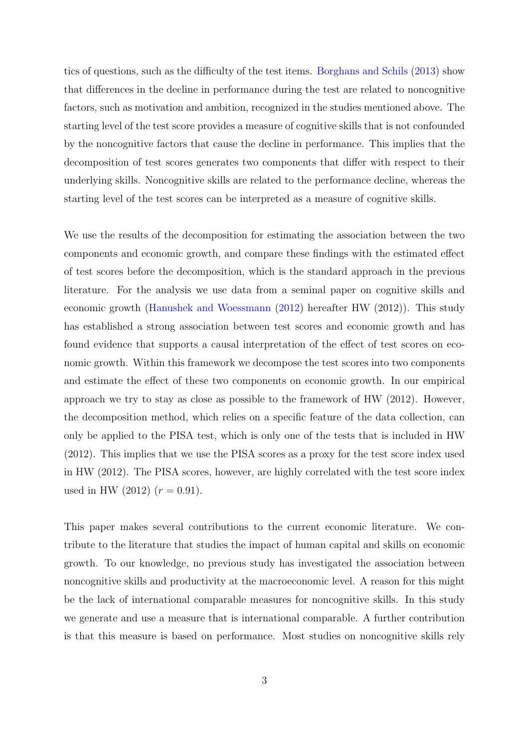tics of questions, such as the difficulty of the test items. Borghans and Schils (2013) show that differences in the decline in performance during the test are related to noncognitive factors, such as motivation and ambition, recognized in the studies mentioned above. The starting level of the test score provides a measure of cognitive skills that is not confounded by the noncognitive factors that cause the decline in performance. This implies that the decomposition of test scores generates two components that differ with respect to their underlying skills. Noncognitive skills are related to the performance decline, whereas the starting level of the test scores can be interpreted as a measure of cognitive skills.

We use the results of the decomposition for estimating the association between the two components and economic growth, and compare these findings with the estimated effect of test scores before the decomposition, which is the standard approach in the previous literature. For the analysis we use data from a seminal paper on cognitive skills and economic growth (Hanushek and Woessmann (2012) hereafter HW (2012)). This study has established a strong association between test scores and economic growth and has found evidence that supports a causal interpretation of the effect of test scores on economic growth. Within this framework we decompose the test scores into two components and estimate the effect of these two components on economic growth. In our empirical approach we try to stay as close as possible to the framework of HW (2012). However, the decomposition method, which relies on a specific feature of the data collection, can only be applied to the PISA test, which is only one of the tests that is included in HW (2012). This implies that we use the PISA scores as a proxy for the test score index used in HW (2012). The PISA scores, however, are highly correlated with the test score index used in HW (2012) ($r = 0.91$).

This paper makes several contributions to the current economic literature. We contribute to the literature that studies the impact of human capital and skills on economic growth. To our knowledge, no previous study has investigated the association between noncognitive skills and productivity at the macroeconomic level. A reason for this might be the lack of international comparable measures for noncognitive skills. In this study we generate and use a measure that is international comparable. A further contribution is that this measure is based on performance. Most studies on noncognitive skills rely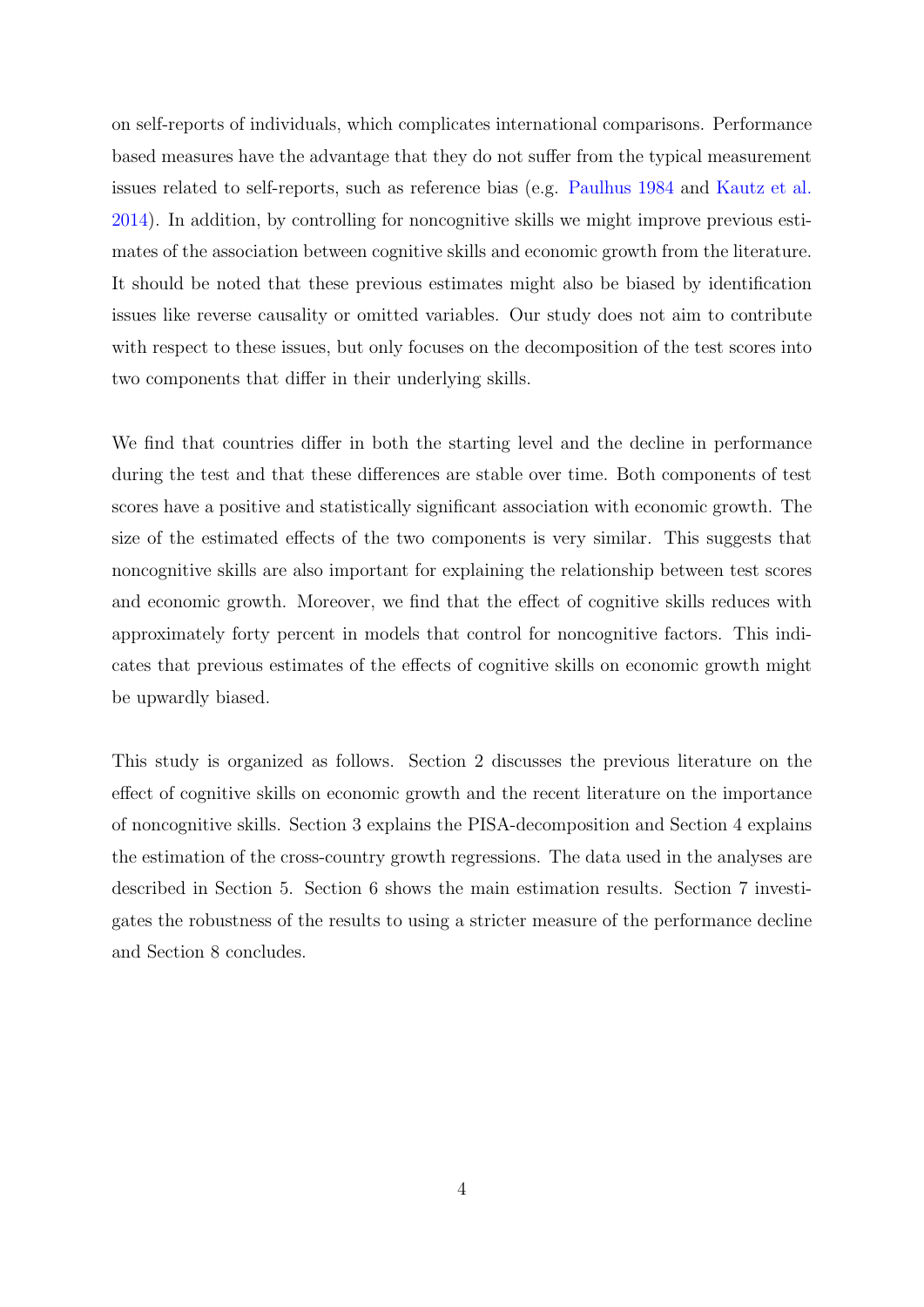on self-reports of individuals, which complicates international comparisons. Performance based measures have the advantage that they do not suffer from the typical measurement issues related to self-reports, such as reference bias (e.g. Paulhus 1984 and Kautz et al. 2014). In addition, by controlling for noncognitive skills we might improve previous estimates of the association between cognitive skills and economic growth from the literature. It should be noted that these previous estimates might also be biased by identification issues like reverse causality or omitted variables. Our study does not aim to contribute with respect to these issues, but only focuses on the decomposition of the test scores into two components that differ in their underlying skills.

We find that countries differ in both the starting level and the decline in performance during the test and that these differences are stable over time. Both components of test scores have a positive and statistically significant association with economic growth. The size of the estimated effects of the two components is very similar. This suggests that noncognitive skills are also important for explaining the relationship between test scores and economic growth. Moreover, we find that the effect of cognitive skills reduces with approximately forty percent in models that control for noncognitive factors. This indicates that previous estimates of the effects of cognitive skills on economic growth might be upwardly biased.

This study is organized as follows. Section 2 discusses the previous literature on the effect of cognitive skills on economic growth and the recent literature on the importance of noncognitive skills. Section 3 explains the PISA-decomposition and Section 4 explains the estimation of the cross-country growth regressions. The data used in the analyses are described in Section 5. Section 6 shows the main estimation results. Section 7 investigates the robustness of the results to using a stricter measure of the performance decline and Section 8 concludes.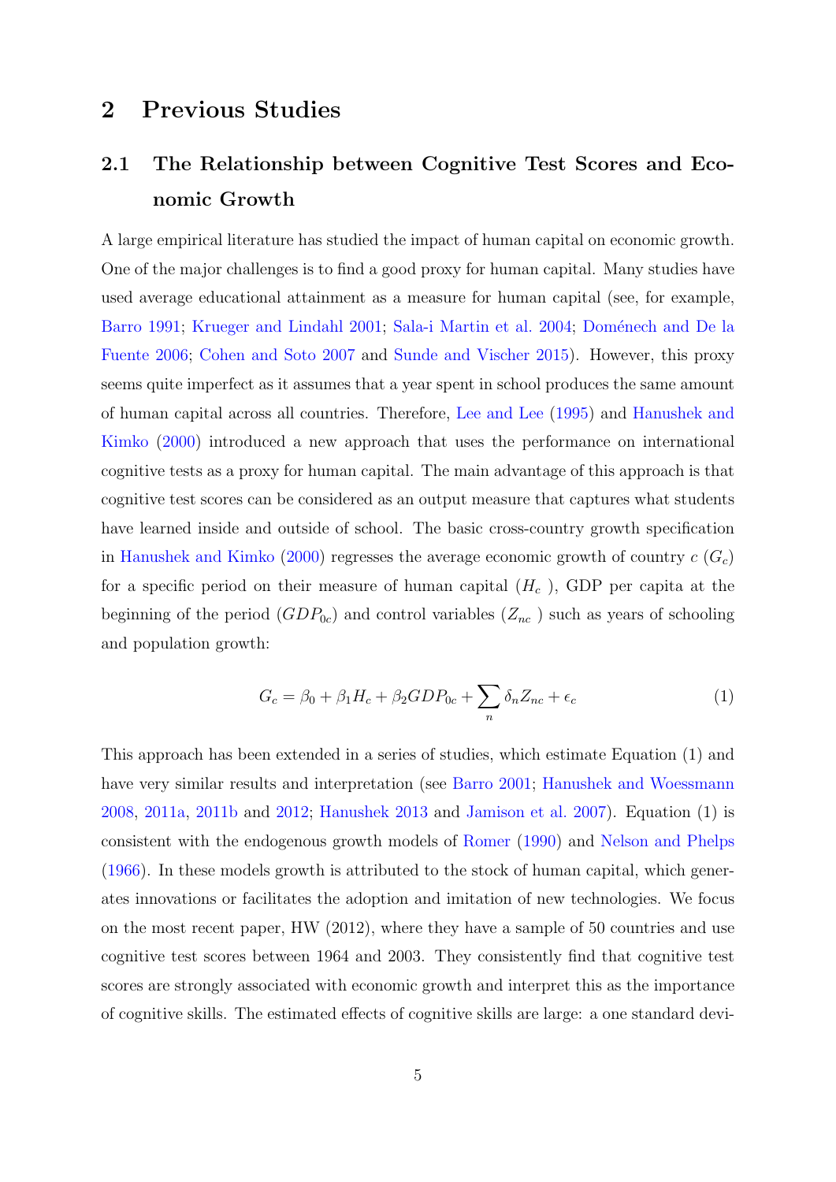# 2 Previous Studies

## 2.1 The Relationship between Cognitive Test Scores and Economic Growth

A large empirical literature has studied the impact of human capital on economic growth. One of the major challenges is to find a good proxy for human capital. Many studies have used average educational attainment as a measure for human capital (see, for example, Barro 1991; Krueger and Lindahl 2001; Sala-i Martin et al. 2004; Doménech and De la Fuente 2006; Cohen and Soto 2007 and Sunde and Vischer 2015). However, this proxy seems quite imperfect as it assumes that a year spent in school produces the same amount of human capital across all countries. Therefore, Lee and Lee (1995) and Hanushek and Kimko (2000) introduced a new approach that uses the performance on international cognitive tests as a proxy for human capital. The main advantage of this approach is that cognitive test scores can be considered as an output measure that captures what students have learned inside and outside of school. The basic cross-country growth specification in Hanushek and Kimko (2000) regresses the average economic growth of country $c$ ($G_c$) for a specific period on their measure of human capital ($H_c$ ), GDP per capita at the beginning of the period ($GDP_{0c}$) and control variables ($Z_{nc}$ ) such as years of schooling and population growth:

$$G_c = \beta_0 + \beta_1 H_c + \beta_2 GDP_{0c} + \sum_n \delta_n Z_{nc} + \epsilon_c \tag{1}$$

This approach has been extended in a series of studies, which estimate Equation (1) and have very similar results and interpretation (see Barro 2001; Hanushek and Woessmann 2008, 2011a, 2011b and 2012; Hanushek 2013 and Jamison et al. 2007). Equation (1) is consistent with the endogenous growth models of Romer (1990) and Nelson and Phelps (1966). In these models growth is attributed to the stock of human capital, which generates innovations or facilitates the adoption and imitation of new technologies. We focus on the most recent paper, HW (2012), where they have a sample of 50 countries and use cognitive test scores between 1964 and 2003. They consistently find that cognitive test scores are strongly associated with economic growth and interpret this as the importance of cognitive skills. The estimated effects of cognitive skills are large: a one standard devi-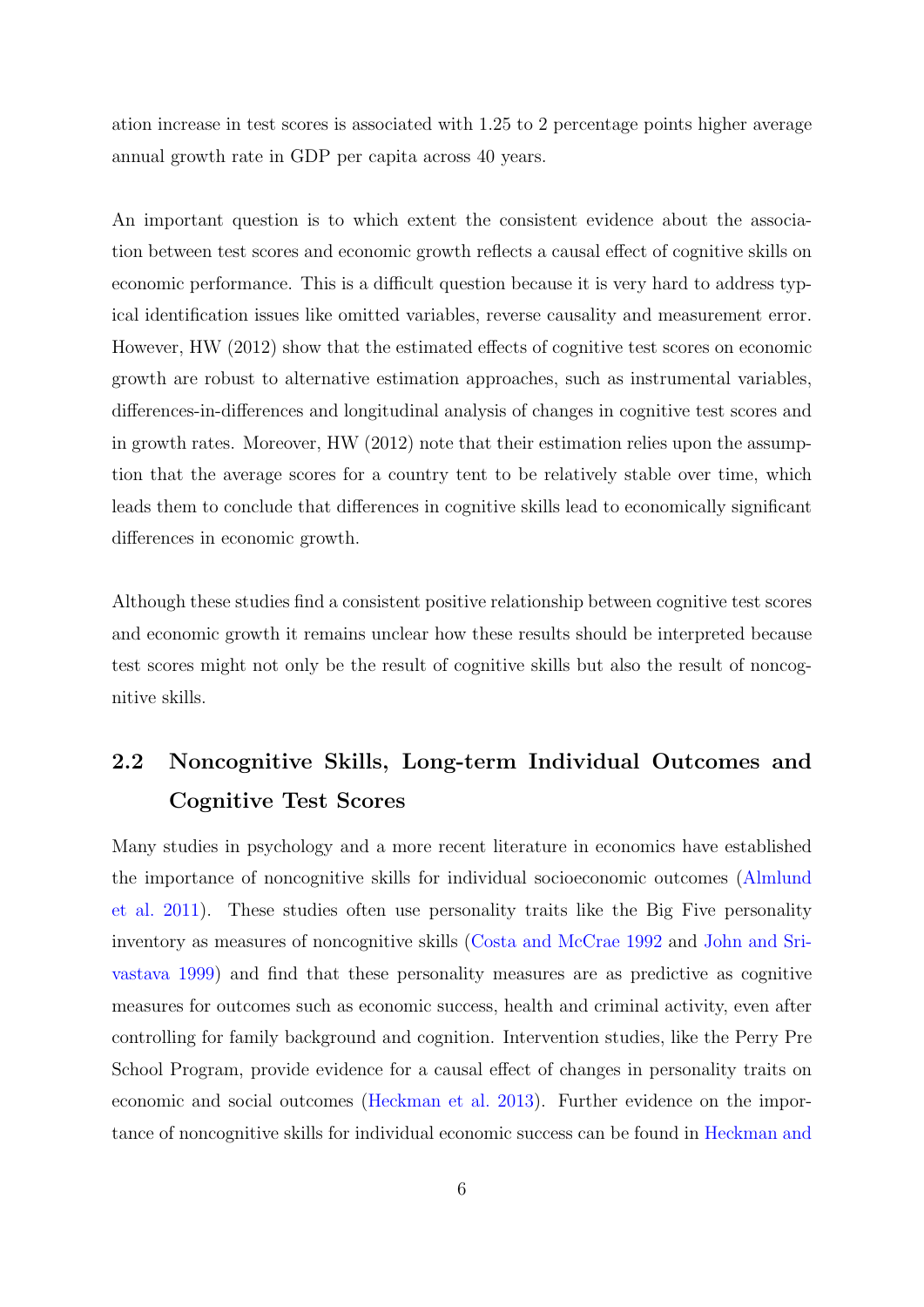ation increase in test scores is associated with 1.25 to 2 percentage points higher average annual growth rate in GDP per capita across 40 years.

An important question is to which extent the consistent evidence about the association between test scores and economic growth reflects a causal effect of cognitive skills on economic performance. This is a difficult question because it is very hard to address typical identification issues like omitted variables, reverse causality and measurement error. However, HW (2012) show that the estimated effects of cognitive test scores on economic growth are robust to alternative estimation approaches, such as instrumental variables, differences-in-differences and longitudinal analysis of changes in cognitive test scores and in growth rates. Moreover, HW (2012) note that their estimation relies upon the assumption that the average scores for a country tent to be relatively stable over time, which leads them to conclude that differences in cognitive skills lead to economically significant differences in economic growth.

Although these studies find a consistent positive relationship between cognitive test scores and economic growth it remains unclear how these results should be interpreted because test scores might not only be the result of cognitive skills but also the result of noncognitive skills.

## 2.2 Noncognitive Skills, Long-term Individual Outcomes and Cognitive Test Scores

Many studies in psychology and a more recent literature in economics have established the importance of noncognitive skills for individual socioeconomic outcomes (Almlund et al. 2011). These studies often use personality traits like the Big Five personality inventory as measures of noncognitive skills (Costa and McCrae 1992 and John and Srivastava 1999) and find that these personality measures are as predictive as cognitive measures for outcomes such as economic success, health and criminal activity, even after controlling for family background and cognition. Intervention studies, like the Perry Pre School Program, provide evidence for a causal effect of changes in personality traits on economic and social outcomes (Heckman et al. 2013). Further evidence on the importance of noncognitive skills for individual economic success can be found in Heckman and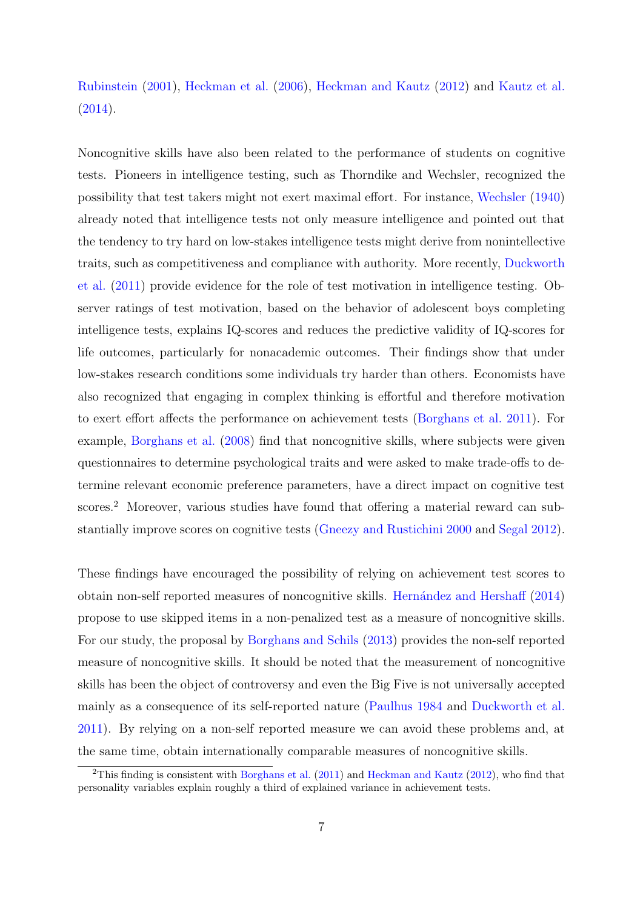Rubinstein (2001), Heckman et al. (2006), Heckman and Kautz (2012) and Kautz et al. (2014).

Noncognitive skills have also been related to the performance of students on cognitive tests. Pioneers in intelligence testing, such as Thorndike and Wechsler, recognized the possibility that test takers might not exert maximal effort. For instance, Wechsler (1940) already noted that intelligence tests not only measure intelligence and pointed out that the tendency to try hard on low-stakes intelligence tests might derive from nonintellective traits, such as competitiveness and compliance with authority. More recently, Duckworth et al. (2011) provide evidence for the role of test motivation in intelligence testing. Observer ratings of test motivation, based on the behavior of adolescent boys completing intelligence tests, explains IQ-scores and reduces the predictive validity of IQ-scores for life outcomes, particularly for nonacademic outcomes. Their findings show that under low-stakes research conditions some individuals try harder than others. Economists have also recognized that engaging in complex thinking is effortful and therefore motivation to exert effort affects the performance on achievement tests (Borghans et al. 2011). For example, Borghans et al. (2008) find that noncognitive skills, where subjects were given questionnaires to determine psychological traits and were asked to make trade-offs to determine relevant economic preference parameters, have a direct impact on cognitive test scores.[2] Moreover, various studies have found that offering a material reward can substantially improve scores on cognitive tests (Gneezy and Rustichini 2000 and Segal 2012).

These findings have encouraged the possibility of relying on achievement test scores to obtain non-self reported measures of noncognitive skills. Hernández and Hershaff (2014) propose to use skipped items in a non-penalized test as a measure of noncognitive skills. For our study, the proposal by Borghans and Schils (2013) provides the non-self reported measure of noncognitive skills. It should be noted that the measurement of noncognitive skills has been the object of controversy and even the Big Five is not universally accepted mainly as a consequence of its self-reported nature (Paulhus 1984 and Duckworth et al. 2011). By relying on a non-self reported measure we can avoid these problems and, at the same time, obtain internationally comparable measures of noncognitive skills.

[2] This finding is consistent with Borghans et al. (2011) and Heckman and Kautz (2012), who find that personality variables explain roughly a third of explained variance in achievement tests.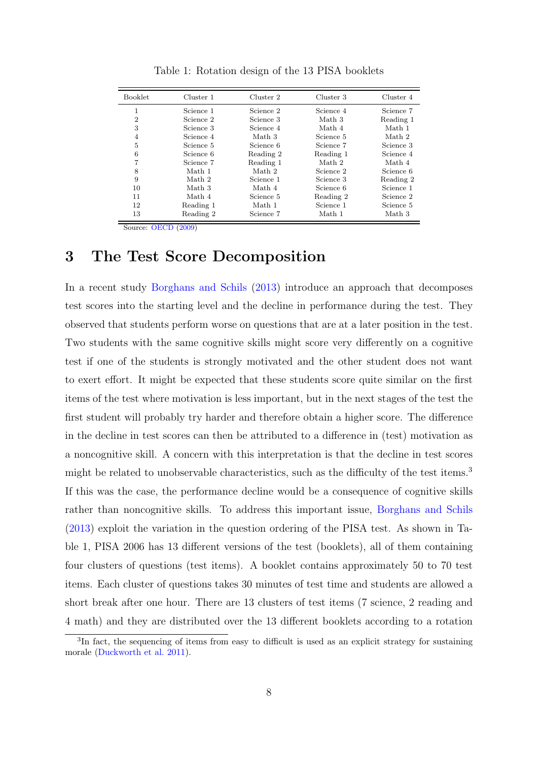Table 1: Rotation design of the 13 PISA booklets

| Booklet | Cluster 1 | Cluster 2 | Cluster 3 | Cluster 4 |
|---|---|---|---|---|
| 1 | Science 1 | Science 2 | Science 4 | Science 7 |
| 2 | Science 2 | Science 3 | Math 3 | Reading 1 |
| 3 | Science 3 | Science 4 | Math 4 | Math 1 |
| 4 | Science 4 | Math 3 | Science 5 | Math 2 |
| 5 | Science 5 | Science 6 | Science 7 | Science 3 |
| 6 | Science 6 | Reading 2 | Reading 1 | Science 4 |
| 7 | Science 7 | Reading 1 | Math 2 | Math 4 |
| 8 | Math 1 | Math 2 | Science 2 | Science 6 |
| 9 | Math 2 | Science 1 | Science 3 | Reading 2 |
| 10 | Math 3 | Math 4 | Science 6 | Science 1 |
| 11 | Math 4 | Science 5 | Reading 2 | Science 2 |
| 12 | Reading 1 | Math 1 | Science 1 | Science 5 |
| 13 | Reading 2 | Science 7 | Math 1 | Math 3 |

Source: OECD (2009)

# 3 The Test Score Decomposition

In a recent study Borghans and Schils (2013) introduce an approach that decomposes test scores into the starting level and the decline in performance during the test. They observed that students perform worse on questions that are at a later position in the test. Two students with the same cognitive skills might score very differently on a cognitive test if one of the students is strongly motivated and the other student does not want to exert effort. It might be expected that these students score quite similar on the first items of the test where motivation is less important, but in the next stages of the test the first student will probably try harder and therefore obtain a higher score. The difference in the decline in test scores can then be attributed to a difference in (test) motivation as a noncognitive skill. A concern with this interpretation is that the decline in test scores might be related to unobservable characteristics, such as the difficulty of the test items.[3] If this was the case, the performance decline would be a consequence of cognitive skills rather than noncognitive skills. To address this important issue, Borghans and Schils (2013) exploit the variation in the question ordering of the PISA test. As shown in Table 1, PISA 2006 has 13 different versions of the test (booklets), all of them containing four clusters of questions (test items). A booklet contains approximately 50 to 70 test items. Each cluster of questions takes 30 minutes of test time and students are allowed a short break after one hour. There are 13 clusters of test items (7 science, 2 reading and 4 math) and they are distributed over the 13 different booklets according to a rotation

[3] In fact, the sequencing of items from easy to difficult is used as an explicit strategy for sustaining morale (Duckworth et al. 2011).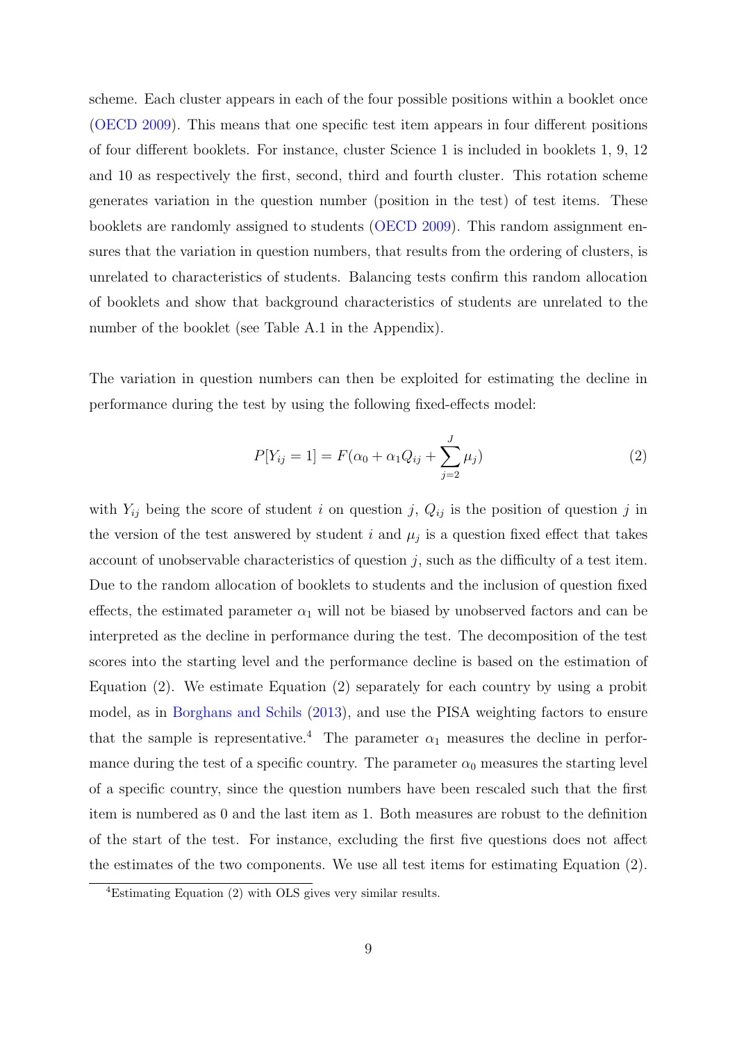scheme. Each cluster appears in each of the four possible positions within a booklet once (OECD 2009). This means that one specific test item appears in four different positions of four different booklets. For instance, cluster Science 1 is included in booklets 1, 9, 12 and 10 as respectively the first, second, third and fourth cluster. This rotation scheme generates variation in the question number (position in the test) of test items. These booklets are randomly assigned to students (OECD 2009). This random assignment ensures that the variation in question numbers, that results from the ordering of clusters, is unrelated to characteristics of students. Balancing tests confirm this random allocation of booklets and show that background characteristics of students are unrelated to the number of the booklet (see Table A.1 in the Appendix).

The variation in question numbers can then be exploited for estimating the decline in performance during the test by using the following fixed-effects model:

$$P[Y_{ij} = 1] = F(\alpha_0 + \alpha_1 Q_{ij} + \sum_{j=2}^{J} \mu_j) \tag{2}$$

with $Y_{ij}$ being the score of student $i$ on question $j$, $Q_{ij}$ is the position of question $j$ in the version of the test answered by student $i$ and $\mu_j$ is a question fixed effect that takes account of unobservable characteristics of question $j$, such as the difficulty of a test item. Due to the random allocation of booklets to students and the inclusion of question fixed effects, the estimated parameter $\alpha_1$ will not be biased by unobserved factors and can be interpreted as the decline in performance during the test. The decomposition of the test scores into the starting level and the performance decline is based on the estimation of Equation (2). We estimate Equation (2) separately for each country by using a probit model, as in Borghans and Schils (2013), and use the PISA weighting factors to ensure that the sample is representative.[4] The parameter $\alpha_1$ measures the decline in performance during the test of a specific country. The parameter $\alpha_0$ measures the starting level of a specific country, since the question numbers have been rescaled such that the first item is numbered as 0 and the last item as 1. Both measures are robust to the definition of the start of the test. For instance, excluding the first five questions does not affect the estimates of the two components. We use all test items for estimating Equation (2).

[4]Estimating Equation (2) with OLS gives very similar results.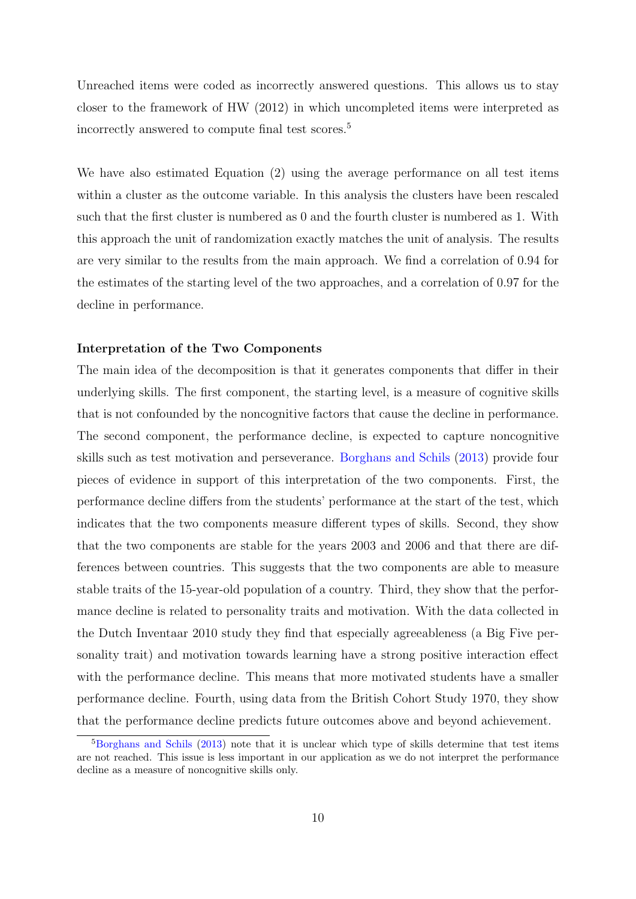Unreached items were coded as incorrectly answered questions. This allows us to stay closer to the framework of HW (2012) in which uncompleted items were interpreted as incorrectly answered to compute final test scores.[5]

We have also estimated Equation (2) using the average performance on all test items within a cluster as the outcome variable. In this analysis the clusters have been rescaled such that the first cluster is numbered as 0 and the fourth cluster is numbered as 1. With this approach the unit of randomization exactly matches the unit of analysis. The results are very similar to the results from the main approach. We find a correlation of 0.94 for the estimates of the starting level of the two approaches, and a correlation of 0.97 for the decline in performance.

**Interpretation of the Two Components**

The main idea of the decomposition is that it generates components that differ in their underlying skills. The first component, the starting level, is a measure of cognitive skills that is not confounded by the noncognitive factors that cause the decline in performance. The second component, the performance decline, is expected to capture noncognitive skills such as test motivation and perseverance. Borghans and Schils (2013) provide four pieces of evidence in support of this interpretation of the two components. First, the performance decline differs from the students' performance at the start of the test, which indicates that the two components measure different types of skills. Second, they show that the two components are stable for the years 2003 and 2006 and that there are differences between countries. This suggests that the two components are able to measure stable traits of the 15-year-old population of a country. Third, they show that the performance decline is related to personality traits and motivation. With the data collected in the Dutch Inventaar 2010 study they find that especially agreeableness (a Big Five personality trait) and motivation towards learning have a strong positive interaction effect with the performance decline. This means that more motivated students have a smaller performance decline. Fourth, using data from the British Cohort Study 1970, they show that the performance decline predicts future outcomes above and beyond achievement.

[5] Borghans and Schils (2013) note that it is unclear which type of skills determine that test items are not reached. This issue is less important in our application as we do not interpret the performance decline as a measure of noncognitive skills only.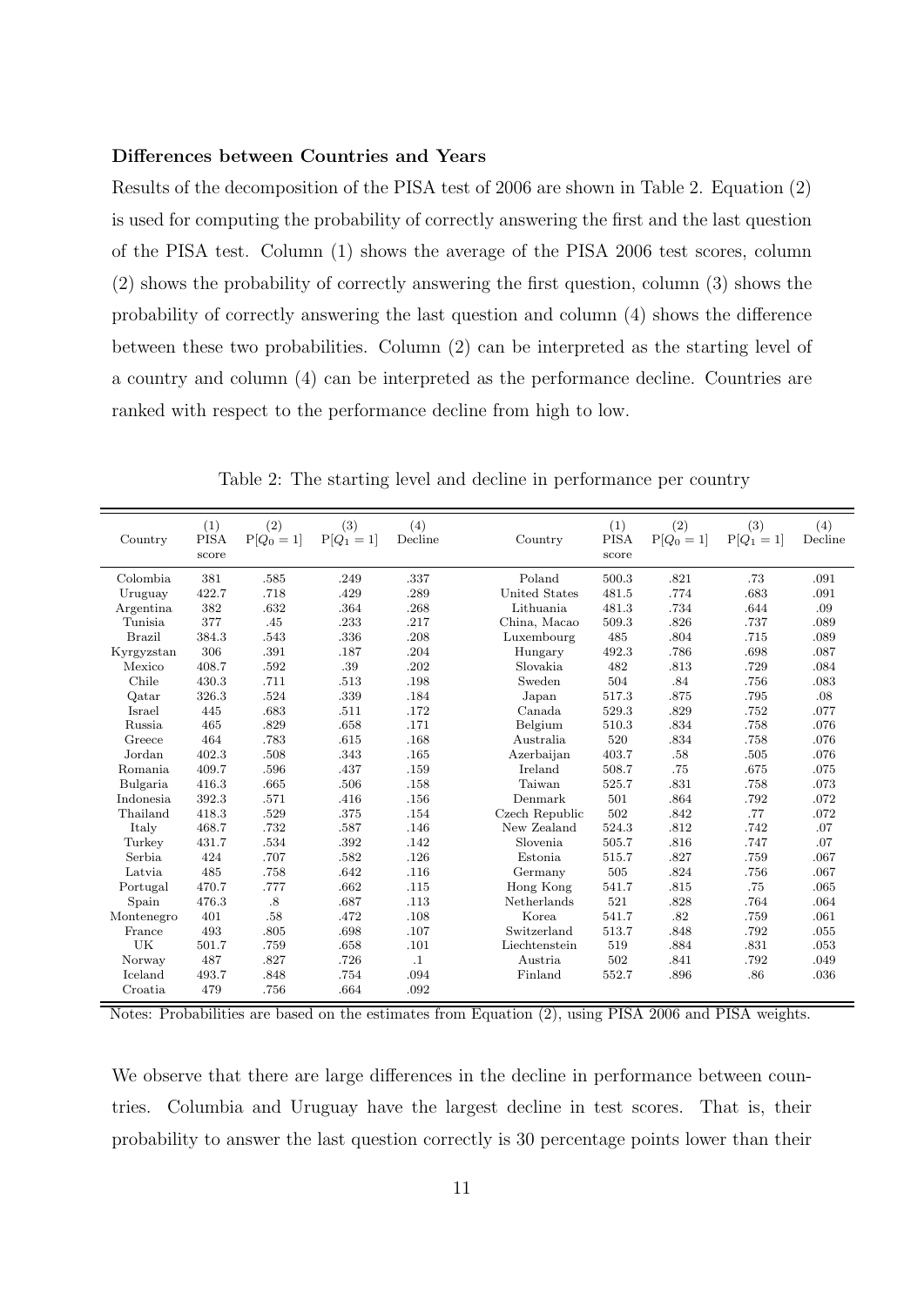**Differences between Countries and Years**

Results of the decomposition of the PISA test of 2006 are shown in Table 2. Equation (2) is used for computing the probability of correctly answering the first and the last question of the PISA test. Column (1) shows the average of the PISA 2006 test scores, column (2) shows the probability of correctly answering the first question, column (3) shows the probability of correctly answering the last question and column (4) shows the difference between these two probabilities. Column (2) can be interpreted as the starting level of a country and column (4) can be interpreted as the performance decline. Countries are ranked with respect to the performance decline from high to low.

Table 2: The starting level and decline in performance per country

| Country | (1) PISA score | (2) $P[Q_0 = 1]$ | (3) $P[Q_1 = 1]$ | (4) Decline | Country | (1) PISA score | (2) $P[Q_0 = 1]$ | (3) $P[Q_1 = 1]$ | (4) Decline |
|---|---|---|---|---|---|---|---|---|---|
| Colombia | 381 | .585 | .249 | .337 | Poland | 500.3 | .821 | .73 | .091 |
| Uruguay | 422.7 | .718 | .429 | .289 | United States | 481.5 | .774 | .683 | .091 |
| Argentina | 382 | .632 | .364 | .268 | Lithuania | 481.3 | .734 | .644 | .09 |
| Tunisia | 377 | .45 | .233 | .217 | China, Macao | 509.3 | .826 | .737 | .089 |
| Brazil | 384.3 | .543 | .336 | .208 | Luxembourg | 485 | .804 | .715 | .089 |
| Kyrgyzstan | 306 | .391 | .187 | .204 | Hungary | 492.3 | .786 | .698 | .087 |
| Mexico | 408.7 | .592 | .39 | .202 | Slovakia | 482 | .813 | .729 | .084 |
| Chile | 430.3 | .711 | .513 | .198 | Sweden | 504 | .84 | .756 | .083 |
| Qatar | 326.3 | .524 | .339 | .184 | Japan | 517.3 | .875 | .795 | .08 |
| Israel | 445 | .683 | .511 | .172 | Canada | 529.3 | .829 | .752 | .077 |
| Russia | 465 | .829 | .658 | .171 | Belgium | 510.3 | .834 | .758 | .076 |
| Greece | 464 | .783 | .615 | .168 | Australia | 520 | .834 | .758 | .076 |
| Jordan | 402.3 | .508 | .343 | .165 | Azerbaijan | 403.7 | .58 | .505 | .076 |
| Romania | 409.7 | .596 | .437 | .159 | Ireland | 508.7 | .75 | .675 | .075 |
| Bulgaria | 416.3 | .665 | .506 | .158 | Taiwan | 525.7 | .831 | .758 | .073 |
| Indonesia | 392.3 | .571 | .416 | .156 | Denmark | 501 | .864 | .792 | .072 |
| Thailand | 418.3 | .529 | .375 | .154 | Czech Republic | 502 | .842 | .77 | .072 |
| Italy | 468.7 | .732 | .587 | .146 | New Zealand | 524.3 | .812 | .742 | .07 |
| Turkey | 431.7 | .534 | .392 | .142 | Slovenia | 505.7 | .816 | .747 | .07 |
| Serbia | 424 | .707 | .582 | .126 | Estonia | 515.7 | .827 | .759 | .067 |
| Latvia | 485 | .758 | .642 | .116 | Germany | 505 | .824 | .756 | .067 |
| Portugal | 470.7 | .777 | .662 | .115 | Hong Kong | 541.7 | .815 | .75 | .065 |
| Spain | 476.3 | .8 | .687 | .113 | Netherlands | 521 | .828 | .764 | .064 |
| Montenegro | 401 | .58 | .472 | .108 | Korea | 541.7 | .82 | .759 | .061 |
| France | 493 | .805 | .698 | .107 | Switzerland | 513.7 | .848 | .792 | .055 |
| UK | 501.7 | .759 | .658 | .101 | Liechtenstein | 519 | .884 | .831 | .053 |
| Norway | 487 | .827 | .726 | .1 | Austria | 502 | .841 | .792 | .049 |
| Iceland | 493.7 | .848 | .754 | .094 | Finland | 552.7 | .896 | .86 | .036 |
| Croatia | 479 | .756 | .664 | .092 | | | | | |

Notes: Probabilities are based on the estimates from Equation (2), using PISA 2006 and PISA weights.

We observe that there are large differences in the decline in performance between countries. Columbia and Uruguay have the largest decline in test scores. That is, their probability to answer the last question correctly is 30 percentage points lower than their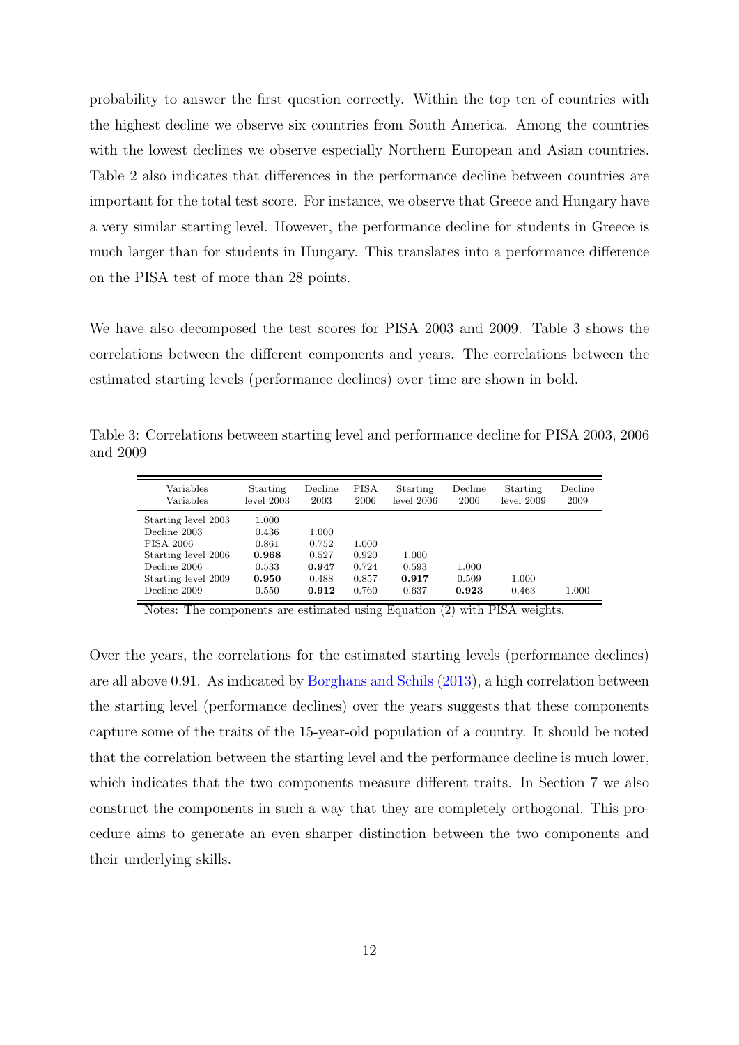probability to answer the first question correctly. Within the top ten of countries with the highest decline we observe six countries from South America. Among the countries with the lowest declines we observe especially Northern European and Asian countries. Table 2 also indicates that differences in the performance decline between countries are important for the total test score. For instance, we observe that Greece and Hungary have a very similar starting level. However, the performance decline for students in Greece is much larger than for students in Hungary. This translates into a performance difference on the PISA test of more than 28 points.

We have also decomposed the test scores for PISA 2003 and 2009. Table 3 shows the correlations between the different components and years. The correlations between the estimated starting levels (performance declines) over time are shown in bold.

Table 3: Correlations between starting level and performance decline for PISA 2003, 2006 and 2009

| Variables<br>Variables | Starting level 2003 | Decline 2003 | PISA 2006 | Starting level 2006 | Decline 2006 | Starting level 2009 | Decline 2009 |
|---|---|---|---|---|---|---|---|
| Starting level 2003 | 1.000 | | | | | | |
| Decline 2003 | 0.436 | 1.000 | | | | | |
| PISA 2006 | 0.861 | 0.752 | 1.000 | | | | |
| Starting level 2006 | **0.968** | 0.527 | 0.920 | 1.000 | | | |
| Decline 2006 | 0.533 | **0.947** | 0.724 | 0.593 | 1.000 | | |
| Starting level 2009 | **0.950** | 0.488 | 0.857 | **0.917** | 0.509 | 1.000 | |
| Decline 2009 | 0.550 | **0.912** | 0.760 | 0.637 | **0.923** | 0.463 | 1.000 |

Notes: The components are estimated using Equation (2) with PISA weights.

Over the years, the correlations for the estimated starting levels (performance declines) are all above 0.91. As indicated by Borghans and Schils (2013), a high correlation between the starting level (performance declines) over the years suggests that these components capture some of the traits of the 15-year-old population of a country. It should be noted that the correlation between the starting level and the performance decline is much lower, which indicates that the two components measure different traits. In Section 7 we also construct the components in such a way that they are completely orthogonal. This procedure aims to generate an even sharper distinction between the two components and their underlying skills.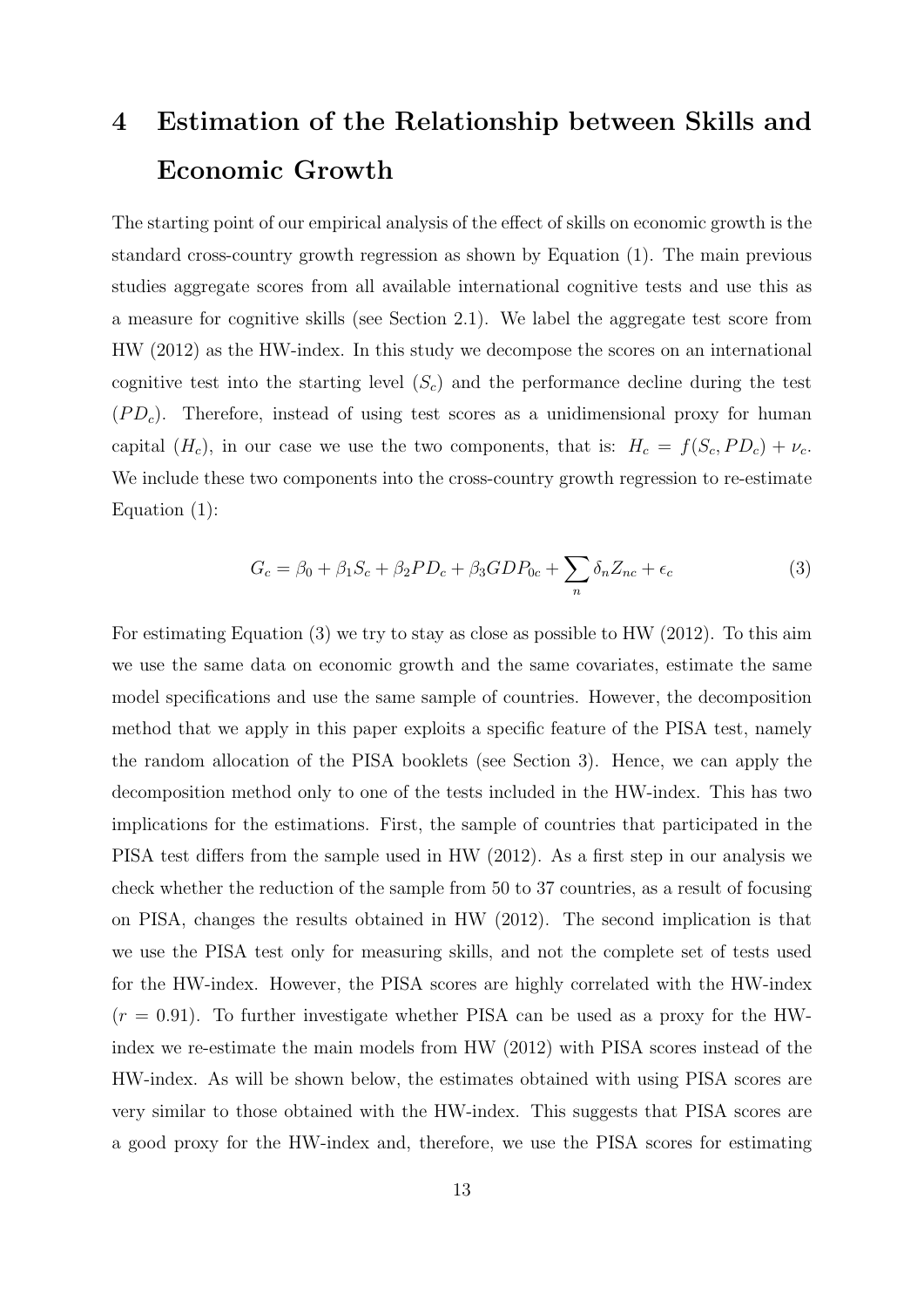# 4 Estimation of the Relationship between Skills and Economic Growth

The starting point of our empirical analysis of the effect of skills on economic growth is the standard cross-country growth regression as shown by Equation (1). The main previous studies aggregate scores from all available international cognitive tests and use this as a measure for cognitive skills (see Section 2.1). We label the aggregate test score from HW (2012) as the HW-index. In this study we decompose the scores on an international cognitive test into the starting level ($S_c$) and the performance decline during the test ($PD_c$). Therefore, instead of using test scores as a unidimensional proxy for human capital ($H_c$), in our case we use the two components, that is: $H_c = f(S_c, PD_c) + \nu_c$. We include these two components into the cross-country growth regression to re-estimate Equation (1):

$$G_c = \beta_0 + \beta_1 S_c + \beta_2 PD_c + \beta_3 GDP_{0c} + \sum_n \delta_n Z_{nc} + \epsilon_c \tag{3}$$

For estimating Equation (3) we try to stay as close as possible to HW (2012). To this aim we use the same data on economic growth and the same covariates, estimate the same model specifications and use the same sample of countries. However, the decomposition method that we apply in this paper exploits a specific feature of the PISA test, namely the random allocation of the PISA booklets (see Section 3). Hence, we can apply the decomposition method only to one of the tests included in the HW-index. This has two implications for the estimations. First, the sample of countries that participated in the PISA test differs from the sample used in HW (2012). As a first step in our analysis we check whether the reduction of the sample from 50 to 37 countries, as a result of focusing on PISA, changes the results obtained in HW (2012). The second implication is that we use the PISA test only for measuring skills, and not the complete set of tests used for the HW-index. However, the PISA scores are highly correlated with the HW-index ($r = 0.91$). To further investigate whether PISA can be used as a proxy for the HW-index we re-estimate the main models from HW (2012) with PISA scores instead of the HW-index. As will be shown below, the estimates obtained with using PISA scores are very similar to those obtained with the HW-index. This suggests that PISA scores are a good proxy for the HW-index and, therefore, we use the PISA scores for estimating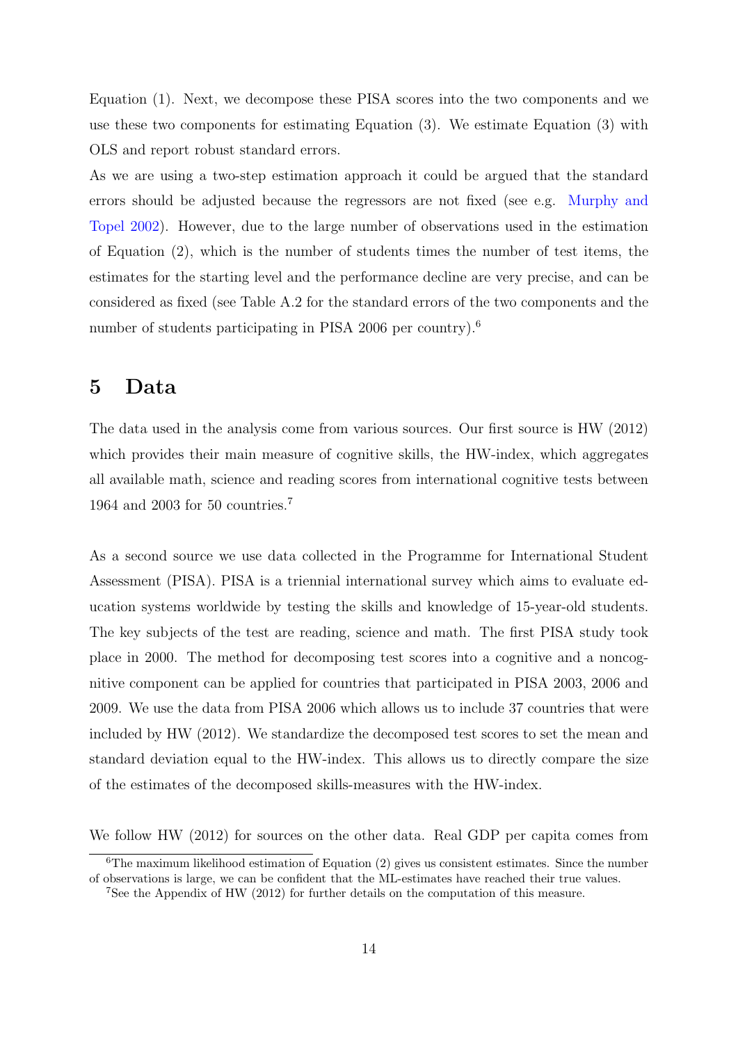Equation (1). Next, we decompose these PISA scores into the two components and we use these two components for estimating Equation (3). We estimate Equation (3) with OLS and report robust standard errors.

As we are using a two-step estimation approach it could be argued that the standard errors should be adjusted because the regressors are not fixed (see e.g. Murphy and Topel 2002). However, due to the large number of observations used in the estimation of Equation (2), which is the number of students times the number of test items, the estimates for the starting level and the performance decline are very precise, and can be considered as fixed (see Table A.2 for the standard errors of the two components and the number of students participating in PISA 2006 per country).[6]

## 5 Data

The data used in the analysis come from various sources. Our first source is HW (2012) which provides their main measure of cognitive skills, the HW-index, which aggregates all available math, science and reading scores from international cognitive tests between 1964 and 2003 for 50 countries.[7]

As a second source we use data collected in the Programme for International Student Assessment (PISA). PISA is a triennial international survey which aims to evaluate education systems worldwide by testing the skills and knowledge of 15-year-old students. The key subjects of the test are reading, science and math. The first PISA study took place in 2000. The method for decomposing test scores into a cognitive and a noncognitive component can be applied for countries that participated in PISA 2003, 2006 and 2009. We use the data from PISA 2006 which allows us to include 37 countries that were included by HW (2012). We standardize the decomposed test scores to set the mean and standard deviation equal to the HW-index. This allows us to directly compare the size of the estimates of the decomposed skills-measures with the HW-index.

We follow HW (2012) for sources on the other data. Real GDP per capita comes from

[6] The maximum likelihood estimation of Equation (2) gives us consistent estimates. Since the number of observations is large, we can be confident that the ML-estimates have reached their true values.

[7] See the Appendix of HW (2012) for further details on the computation of this measure.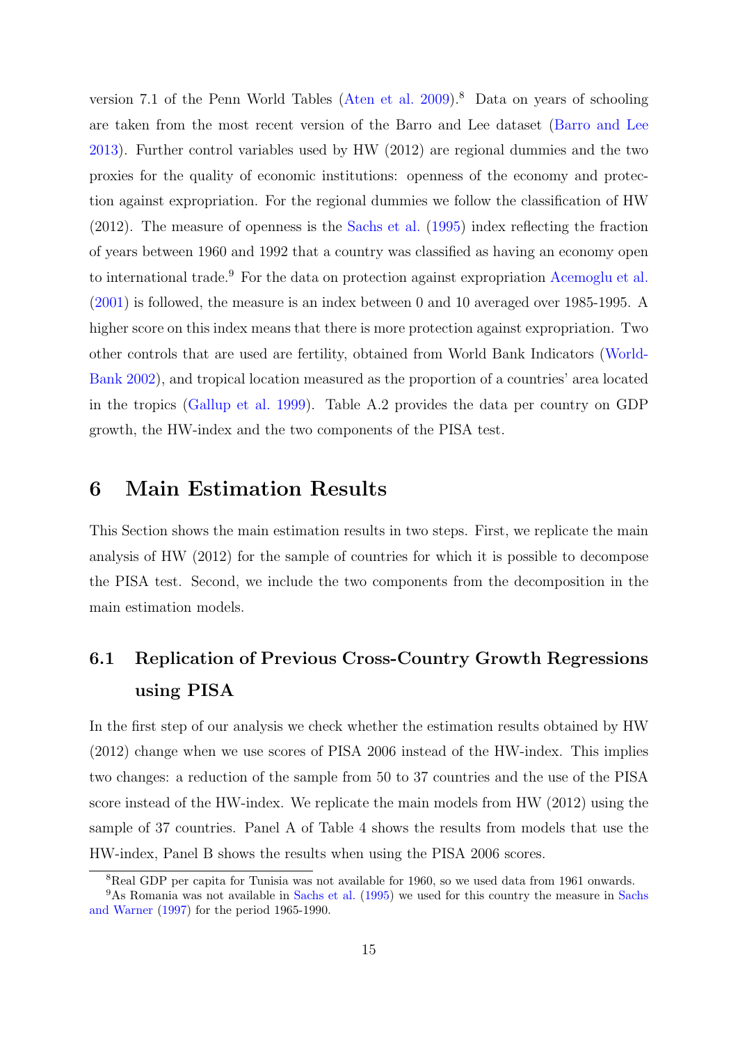version 7.1 of the Penn World Tables (Aten et al. 2009).[8] Data on years of schooling are taken from the most recent version of the Barro and Lee dataset (Barro and Lee 2013). Further control variables used by HW (2012) are regional dummies and the two proxies for the quality of economic institutions: openness of the economy and protection against expropriation. For the regional dummies we follow the classification of HW (2012). The measure of openness is the Sachs et al. (1995) index reflecting the fraction of years between 1960 and 1992 that a country was classified as having an economy open to international trade.[9] For the data on protection against expropriation Acemoglu et al. (2001) is followed, the measure is an index between 0 and 10 averaged over 1985-1995. A higher score on this index means that there is more protection against expropriation. Two other controls that are used are fertility, obtained from World Bank Indicators (World-Bank 2002), and tropical location measured as the proportion of a countries' area located in the tropics (Gallup et al. 1999). Table A.2 provides the data per country on GDP growth, the HW-index and the two components of the PISA test.

# 6 Main Estimation Results

This Section shows the main estimation results in two steps. First, we replicate the main analysis of HW (2012) for the sample of countries for which it is possible to decompose the PISA test. Second, we include the two components from the decomposition in the main estimation models.

## 6.1 Replication of Previous Cross-Country Growth Regressions using PISA

In the first step of our analysis we check whether the estimation results obtained by HW (2012) change when we use scores of PISA 2006 instead of the HW-index. This implies two changes: a reduction of the sample from 50 to 37 countries and the use of the PISA score instead of the HW-index. We replicate the main models from HW (2012) using the sample of 37 countries. Panel A of Table 4 shows the results from models that use the HW-index, Panel B shows the results when using the PISA 2006 scores.

[8] Real GDP per capita for Tunisia was not available for 1960, so we used data from 1961 onwards.

[9] As Romania was not available in Sachs et al. (1995) we used for this country the measure in Sachs and Warner (1997) for the period 1965-1990.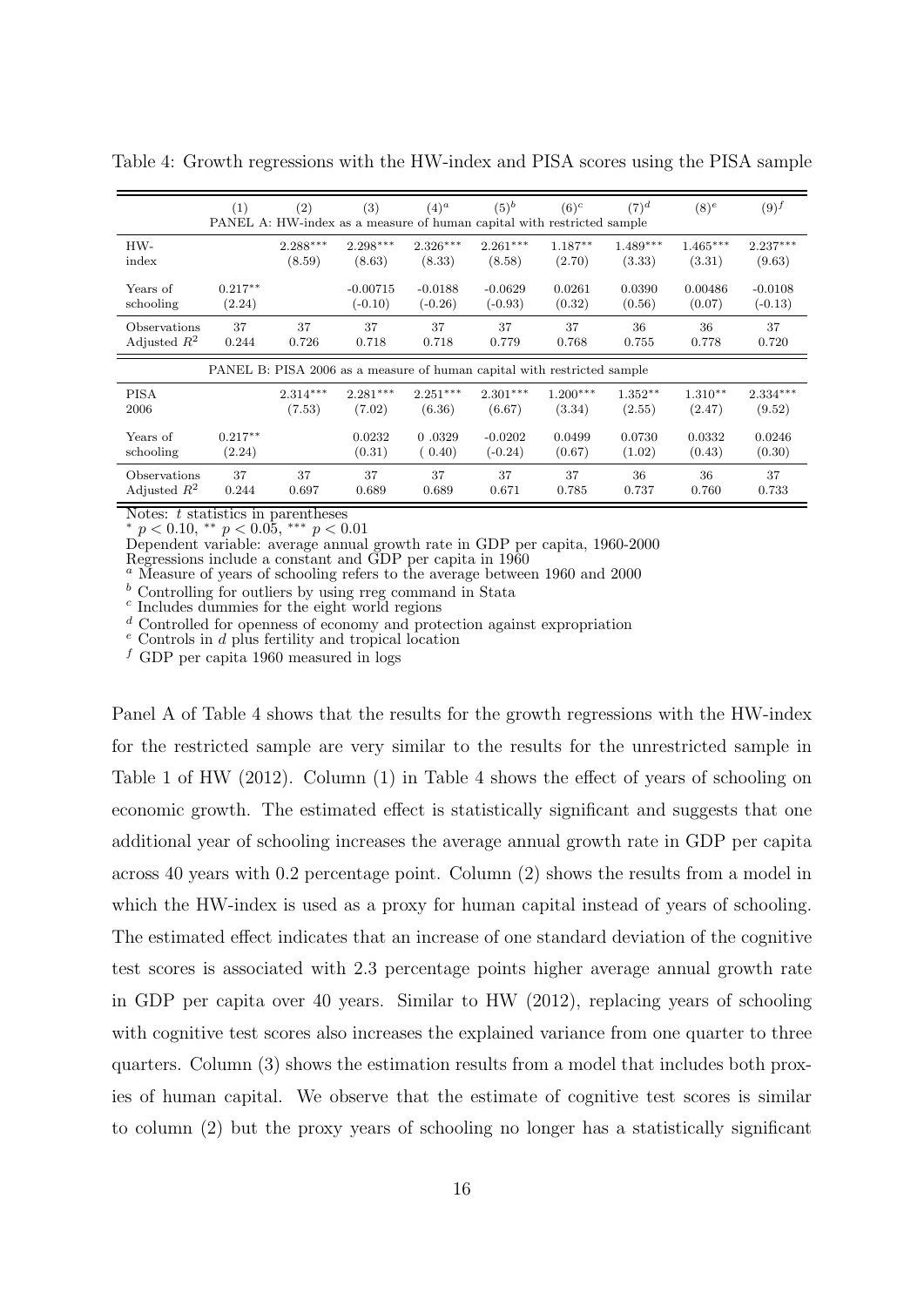Table 4: Growth regressions with the HW-index and PISA scores using the PISA sample

| | (1) | (2) | (3) | $(4)^a$ | $(5)^b$ | $(6)^c$ | $(7)^d$ | $(8)^e$ | $(9)^f$ |
|---|---|---|---|---|---|---|---|---|---|
| PANEL A: HW-index as a measure of human capital with restricted sample | | | | | | | | | |
| HW-index | | 2.288*** | 2.298*** | 2.326*** | 2.261*** | 1.187** | 1.489*** | 1.465*** | 2.237*** |
| | | (8.59) | (8.63) | (8.33) | (8.58) | (2.70) | (3.33) | (3.31) | (9.63) |
| Years of schooling | 0.217** | | -0.00715 | -0.0188 | -0.0629 | 0.0261 | 0.0390 | 0.00486 | -0.0108 |
| | (2.24) | | (-0.10) | (-0.26) | (-0.93) | (0.32) | (0.56) | (0.07) | (-0.13) |
| Observations | 37 | 37 | 37 | 37 | 37 | 37 | 36 | 36 | 37 |
| Adjusted $R^2$ | 0.244 | 0.726 | 0.718 | 0.718 | 0.779 | 0.768 | 0.755 | 0.778 | 0.720 |
| PANEL B: PISA 2006 as a measure of human capital with restricted sample | | | | | | | | | |
| PISA 2006 | | 2.314*** | 2.281*** | 2.251*** | 2.301*** | 1.200*** | 1.352** | 1.310** | 2.334*** |
| | | (7.53) | (7.02) | (6.36) | (6.67) | (3.34) | (2.55) | (2.47) | (9.52) |
| Years of schooling | 0.217** | | 0.0232 | 0 .0329 | -0.0202 | 0.0499 | 0.0730 | 0.0332 | 0.0246 |
| | (2.24) | | (0.31) | ( 0.40) | (-0.24) | (0.67) | (1.02) | (0.43) | (0.30) |
| Observations | 37 | 37 | 37 | 37 | 37 | 37 | 36 | 36 | 37 |
| Adjusted $R^2$ | 0.244 | 0.697 | 0.689 | 0.689 | 0.671 | 0.785 | 0.737 | 0.760 | 0.733 |

Notes: $t$ statistics in parentheses

* $p < 0.10$, ** $p < 0.05$, *** $p < 0.01$

Dependent variable: average annual growth rate in GDP per capita, 1960-2000

Regressions include a constant and GDP per capita in 1960

[a] Measure of years of schooling refers to the average between 1960 and 2000

[b] Controlling for outliers by using rreg command in Stata

[c] Includes dummies for the eight world regions

[d] Controlled for openness of economy and protection against expropriation

[e] Controls in $d$ plus fertility and tropical location

[f] GDP per capita 1960 measured in logs

Panel A of Table 4 shows that the results for the growth regressions with the HW-index for the restricted sample are very similar to the results for the unrestricted sample in Table 1 of HW (2012). Column (1) in Table 4 shows the effect of years of schooling on economic growth. The estimated effect is statistically significant and suggests that one additional year of schooling increases the average annual growth rate in GDP per capita across 40 years with 0.2 percentage point. Column (2) shows the results from a model in which the HW-index is used as a proxy for human capital instead of years of schooling. The estimated effect indicates that an increase of one standard deviation of the cognitive test scores is associated with 2.3 percentage points higher average annual growth rate in GDP per capita over 40 years. Similar to HW (2012), replacing years of schooling with cognitive test scores also increases the explained variance from one quarter to three quarters. Column (3) shows the estimation results from a model that includes both proxies of human capital. We observe that the estimate of cognitive test scores is similar to column (2) but the proxy years of schooling no longer has a statistically significant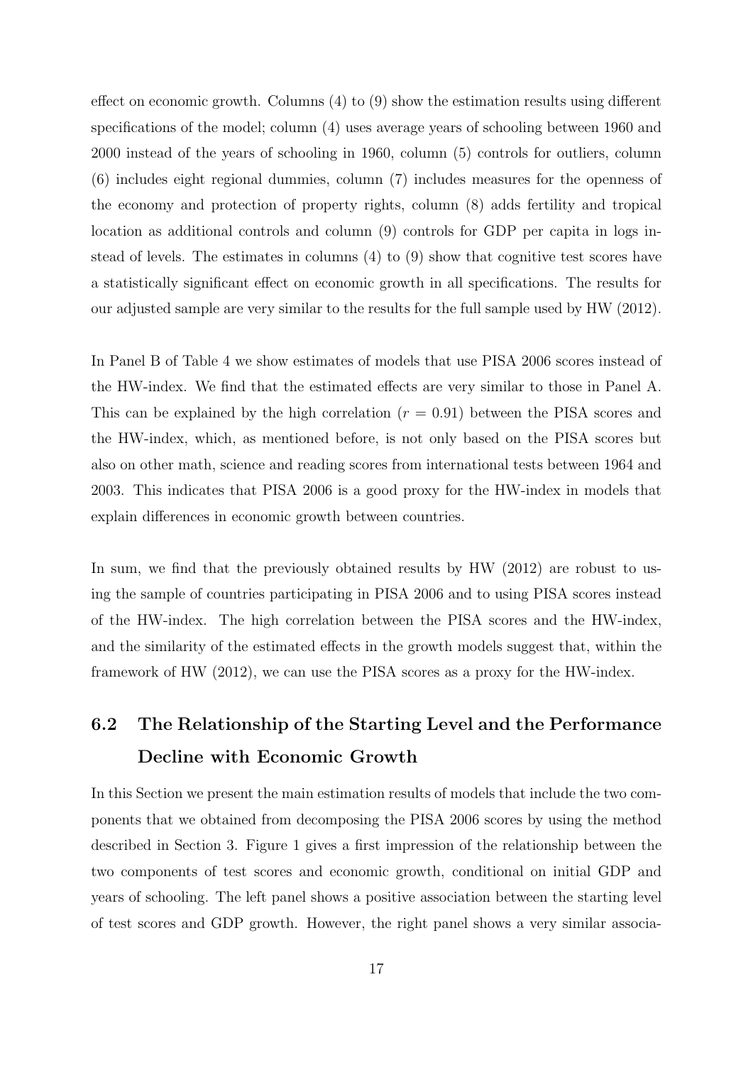effect on economic growth. Columns (4) to (9) show the estimation results using different specifications of the model; column (4) uses average years of schooling between 1960 and 2000 instead of the years of schooling in 1960, column (5) controls for outliers, column (6) includes eight regional dummies, column (7) includes measures for the openness of the economy and protection of property rights, column (8) adds fertility and tropical location as additional controls and column (9) controls for GDP per capita in logs instead of levels. The estimates in columns (4) to (9) show that cognitive test scores have a statistically significant effect on economic growth in all specifications. The results for our adjusted sample are very similar to the results for the full sample used by HW (2012).

In Panel B of Table 4 we show estimates of models that use PISA 2006 scores instead of the HW-index. We find that the estimated effects are very similar to those in Panel A. This can be explained by the high correlation ($r = 0.91$) between the PISA scores and the HW-index, which, as mentioned before, is not only based on the PISA scores but also on other math, science and reading scores from international tests between 1964 and 2003. This indicates that PISA 2006 is a good proxy for the HW-index in models that explain differences in economic growth between countries.

In sum, we find that the previously obtained results by HW (2012) are robust to using the sample of countries participating in PISA 2006 and to using PISA scores instead of the HW-index. The high correlation between the PISA scores and the HW-index, and the similarity of the estimated effects in the growth models suggest that, within the framework of HW (2012), we can use the PISA scores as a proxy for the HW-index.

## 6.2 The Relationship of the Starting Level and the Performance Decline with Economic Growth

In this Section we present the main estimation results of models that include the two components that we obtained from decomposing the PISA 2006 scores by using the method described in Section 3. Figure 1 gives a first impression of the relationship between the two components of test scores and economic growth, conditional on initial GDP and years of schooling. The left panel shows a positive association between the starting level of test scores and GDP growth. However, the right panel shows a very similar associa-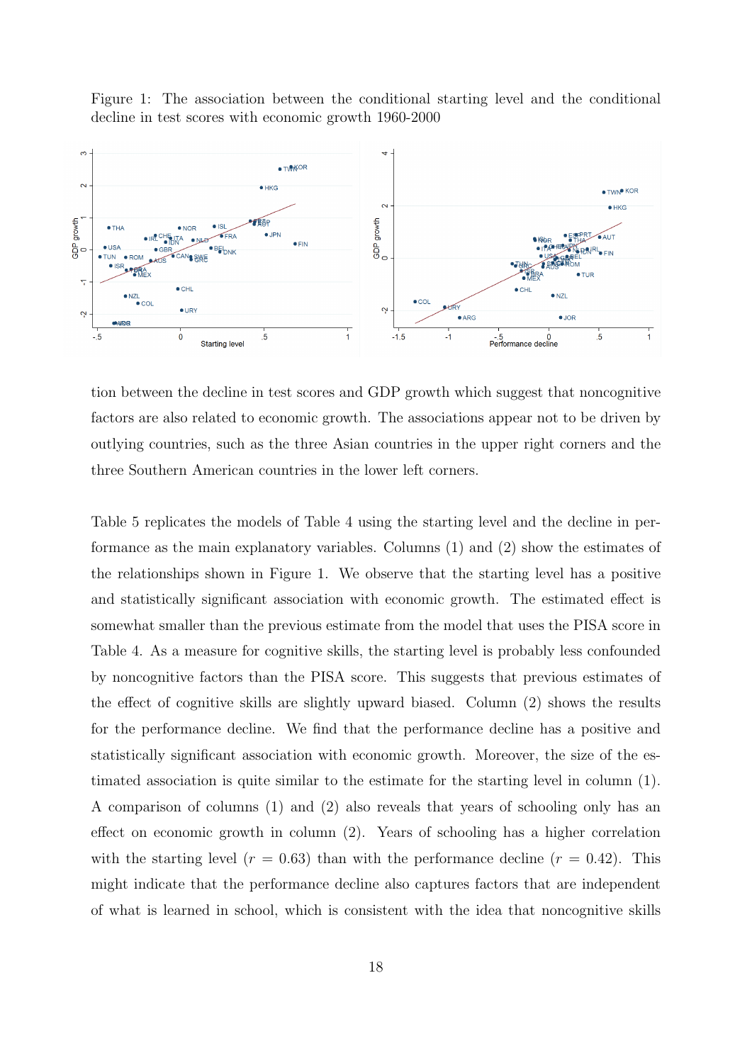Figure 1: The association between the conditional starting level and the conditional decline in test scores with economic growth 1960-2000

tion between the decline in test scores and GDP growth which suggest that noncognitive factors are also related to economic growth. The associations appear not to be driven by outlying countries, such as the three Asian countries in the upper right corners and the three Southern American countries in the lower left corners.

Table 5 replicates the models of Table 4 using the starting level and the decline in performance as the main explanatory variables. Columns (1) and (2) show the estimates of the relationships shown in Figure 1. We observe that the starting level has a positive and statistically significant association with economic growth. The estimated effect is somewhat smaller than the previous estimate from the model that uses the PISA score in Table 4. As a measure for cognitive skills, the starting level is probably less confounded by noncognitive factors than the PISA score. This suggests that previous estimates of the effect of cognitive skills are slightly upward biased. Column (2) shows the results for the performance decline. We find that the performance decline has a positive and statistically significant association with economic growth. Moreover, the size of the estimated association is quite similar to the estimate for the starting level in column (1). A comparison of columns (1) and (2) also reveals that years of schooling only has an effect on economic growth in column (2). Years of schooling has a higher correlation with the starting level ($r = 0.63$) than with the performance decline ($r = 0.42$). This might indicate that the performance decline also captures factors that are independent of what is learned in school, which is consistent with the idea that noncognitive skills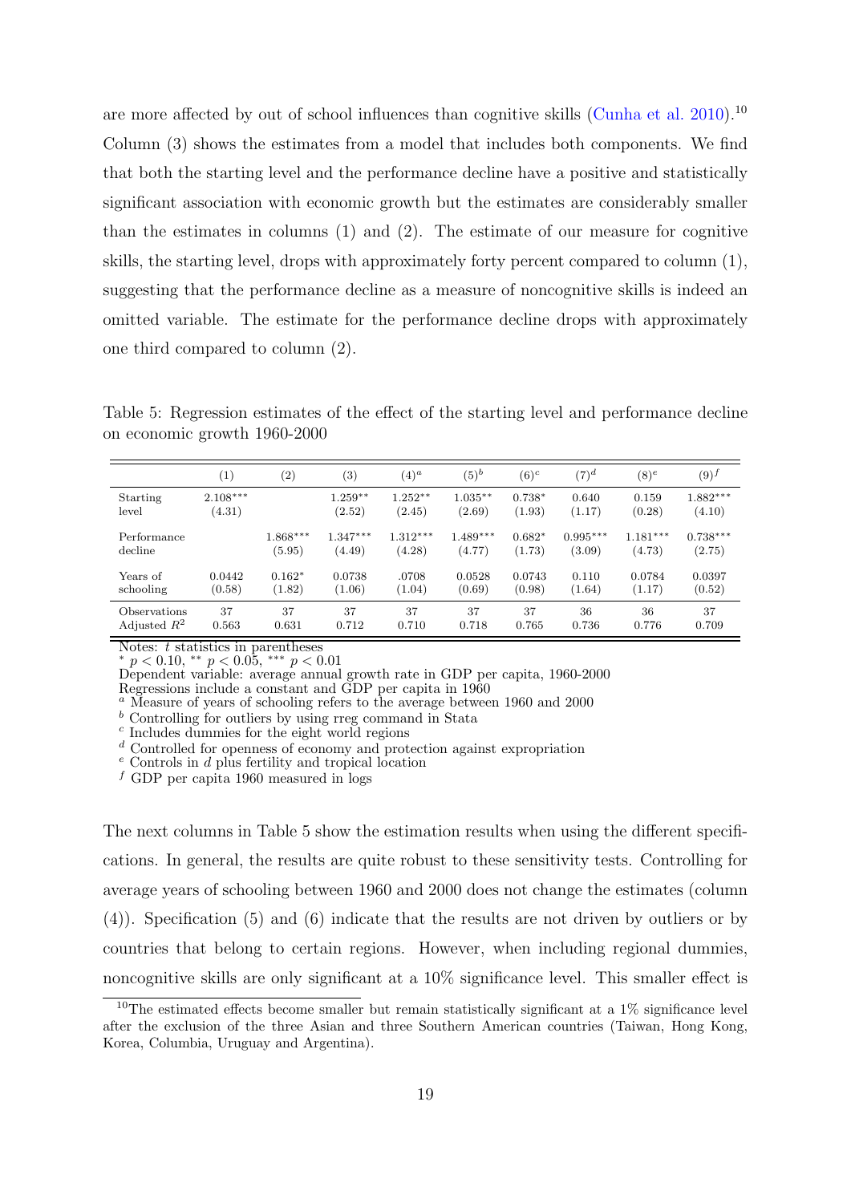are more affected by out of school influences than cognitive skills (Cunha et al. 2010).[10] Column (3) shows the estimates from a model that includes both components. We find that both the starting level and the performance decline have a positive and statistically significant association with economic growth but the estimates are considerably smaller than the estimates in columns (1) and (2). The estimate of our measure for cognitive skills, the starting level, drops with approximately forty percent compared to column (1), suggesting that the performance decline as a measure of noncognitive skills is indeed an omitted variable. The estimate for the performance decline drops with approximately one third compared to column (2).

Table 5: Regression estimates of the effect of the starting level and performance decline on economic growth 1960-2000

| | (1) | (2) | (3) | $(4)^a$ | $(5)^b$ | $(6)^c$ | $(7)^d$ | $(8)^e$ | $(9)^f$ |
|---|---|---|---|---|---|---|---|---|---|
| Starting level | 2.108*** | | 1.259** | 1.252** | 1.035** | 0.738* | 0.640 | 0.159 | 1.882*** |
| | (4.31) | | (2.52) | (2.45) | (2.69) | (1.93) | (1.17) | (0.28) | (4.10) |
| Performance decline | | 1.868*** | 1.347*** | 1.312*** | 1.489*** | 0.682* | 0.995*** | 1.181*** | 0.738*** |
| | | (5.95) | (4.49) | (4.28) | (4.77) | (1.73) | (3.09) | (4.73) | (2.75) |
| Years of schooling | 0.0442 | 0.162* | 0.0738 | .0708 | 0.0528 | 0.0743 | 0.110 | 0.0784 | 0.0397 |
| | (0.58) | (1.82) | (1.06) | (1.04) | (0.69) | (0.98) | (1.64) | (1.17) | (0.52) |
| Observations | 37 | 37 | 37 | 37 | 37 | 37 | 36 | 36 | 37 |
| Adjusted $R^2$ | 0.563 | 0.631 | 0.712 | 0.710 | 0.718 | 0.765 | 0.736 | 0.776 | 0.709 |

Notes: $t$ statistics in parentheses
* $p < 0.10$, ** $p < 0.05$, *** $p < 0.01$
Dependent variable: average annual growth rate in GDP per capita, 1960-2000
Regressions include a constant and GDP per capita in 1960
[a] Measure of years of schooling refers to the average between 1960 and 2000
[b] Controlling for outliers by using rreg command in Stata
[c] Includes dummies for the eight world regions
[d] Controlled for openness of economy and protection against expropriation
[e] Controls in $d$ plus fertility and tropical location
[f] GDP per capita 1960 measured in logs

The next columns in Table 5 show the estimation results when using the different specifications. In general, the results are quite robust to these sensitivity tests. Controlling for average years of schooling between 1960 and 2000 does not change the estimates (column (4)). Specification (5) and (6) indicate that the results are not driven by outliers or by countries that belong to certain regions. However, when including regional dummies, noncognitive skills are only significant at a 10% significance level. This smaller effect is

[10] The estimated effects become smaller but remain statistically significant at a 1% significance level after the exclusion of the three Asian and three Southern American countries (Taiwan, Hong Kong, Korea, Columbia, Uruguay and Argentina).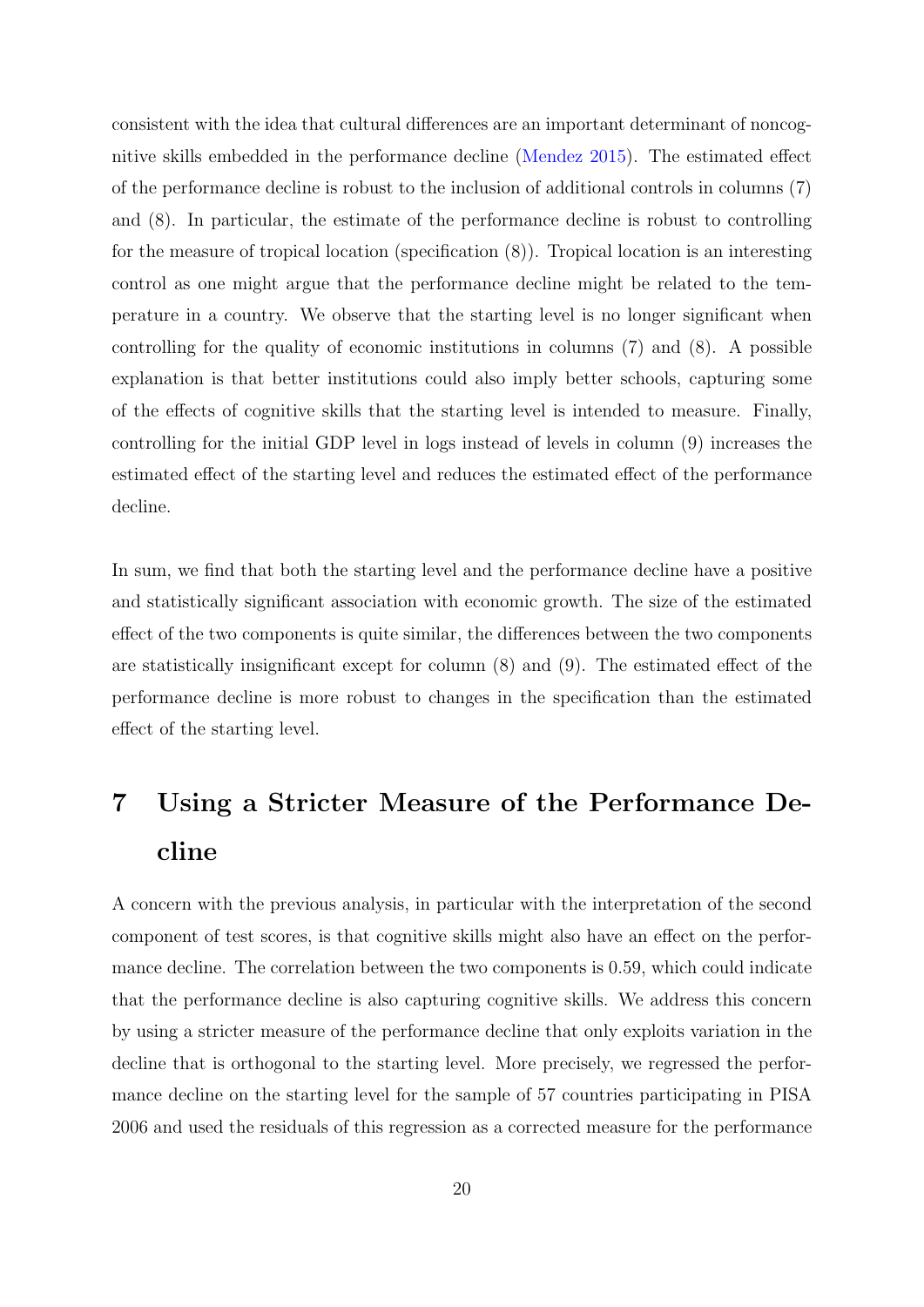consistent with the idea that cultural differences are an important determinant of noncognitive skills embedded in the performance decline (Mendez 2015). The estimated effect of the performance decline is robust to the inclusion of additional controls in columns (7) and (8). In particular, the estimate of the performance decline is robust to controlling for the measure of tropical location (specification (8)). Tropical location is an interesting control as one might argue that the performance decline might be related to the temperature in a country. We observe that the starting level is no longer significant when controlling for the quality of economic institutions in columns (7) and (8). A possible explanation is that better institutions could also imply better schools, capturing some of the effects of cognitive skills that the starting level is intended to measure. Finally, controlling for the initial GDP level in logs instead of levels in column (9) increases the estimated effect of the starting level and reduces the estimated effect of the performance decline.

In sum, we find that both the starting level and the performance decline have a positive and statistically significant association with economic growth. The size of the estimated effect of the two components is quite similar, the differences between the two components are statistically insignificant except for column (8) and (9). The estimated effect of the performance decline is more robust to changes in the specification than the estimated effect of the starting level.

# 7 Using a Stricter Measure of the Performance Decline

A concern with the previous analysis, in particular with the interpretation of the second component of test scores, is that cognitive skills might also have an effect on the performance decline. The correlation between the two components is 0.59, which could indicate that the performance decline is also capturing cognitive skills. We address this concern by using a stricter measure of the performance decline that only exploits variation in the decline that is orthogonal to the starting level. More precisely, we regressed the performance decline on the starting level for the sample of 57 countries participating in PISA 2006 and used the residuals of this regression as a corrected measure for the performance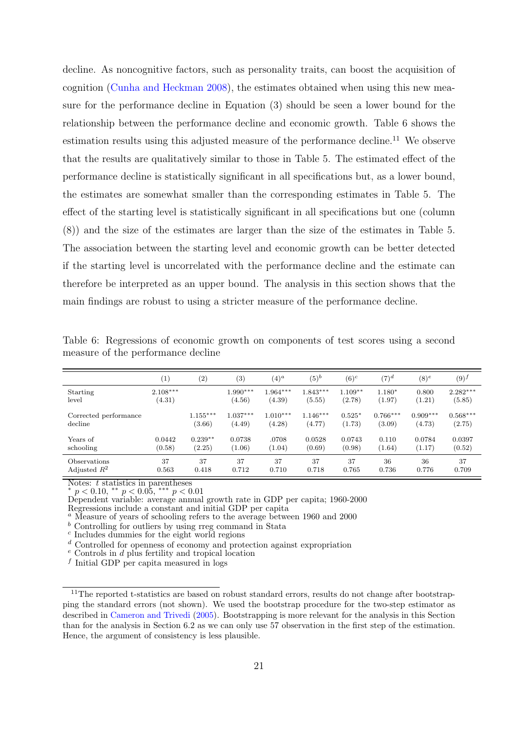decline. As noncognitive factors, such as personality traits, can boost the acquisition of cognition (Cunha and Heckman 2008), the estimates obtained when using this new measure for the performance decline in Equation (3) should be seen a lower bound for the relationship between the performance decline and economic growth. Table 6 shows the estimation results using this adjusted measure of the performance decline.[11] We observe that the results are qualitatively similar to those in Table 5. The estimated effect of the performance decline is statistically significant in all specifications but, as a lower bound, the estimates are somewhat smaller than the corresponding estimates in Table 5. The effect of the starting level is statistically significant in all specifications but one (column (8)) and the size of the estimates are larger than the size of the estimates in Table 5. The association between the starting level and economic growth can be better detected if the starting level is uncorrelated with the performance decline and the estimate can therefore be interpreted as an upper bound. The analysis in this section shows that the main findings are robust to using a stricter measure of the performance decline.

Table 6: Regressions of economic growth on components of test scores using a second measure of the performance decline

| | (1) | (2) | (3) | (4)[a] | (5)[b] | (6)[c] | (7)[d] | (8)[e] | (9)[f] |
|---|---|---|---|---|---|---|---|---|---|
| Starting level | 2.108*** | | 1.990*** | 1.964*** | 1.843*** | 1.109** | 1.180* | 0.800 | 2.282*** |
| | (4.31) | | (4.56) | (4.39) | (5.55) | (2.78) | (1.97) | (1.21) | (5.85) |
| Corrected performance decline | | 1.155*** | 1.037*** | 1.010*** | 1.146*** | 0.525* | 0.766*** | 0.909*** | 0.568*** |
| | | (3.66) | (4.49) | (4.28) | (4.77) | (1.73) | (3.09) | (4.73) | (2.75) |
| Years of schooling | 0.0442 | 0.239** | 0.0738 | .0708 | 0.0528 | 0.0743 | 0.110 | 0.0784 | 0.0397 |
| | (0.58) | (2.25) | (1.06) | (1.04) | (0.69) | (0.98) | (1.64) | (1.17) | (0.52) |
| Observations | 37 | 37 | 37 | 37 | 37 | 37 | 36 | 36 | 37 |
| Adjusted $R^2$ | 0.563 | 0.418 | 0.712 | 0.710 | 0.718 | 0.765 | 0.736 | 0.776 | 0.709 |

Notes: $t$ statistics in parentheses
* $p < 0.10$, ** $p < 0.05$, *** $p < 0.01$
Dependent variable: average annual growth rate in GDP per capita; 1960-2000
Regressions include a constant and initial GDP per capita
[a] Measure of years of schooling refers to the average between 1960 and 2000
[b] Controlling for outliers by using rreg command in Stata
[c] Includes dummies for the eight world regions
[d] Controlled for openness of economy and protection against expropriation
[e] Controls in $d$ plus fertility and tropical location
[f] Initial GDP per capita measured in logs

[11] The reported t-statistics are based on robust standard errors, results do not change after bootstrapping the standard errors (not shown). We used the bootstrap procedure for the two-step estimator as described in Cameron and Trivedi (2005). Bootstrapping is more relevant for the analysis in this Section than for the analysis in Section 6.2 as we can only use 57 observation in the first step of the estimation. Hence, the argument of consistency is less plausible.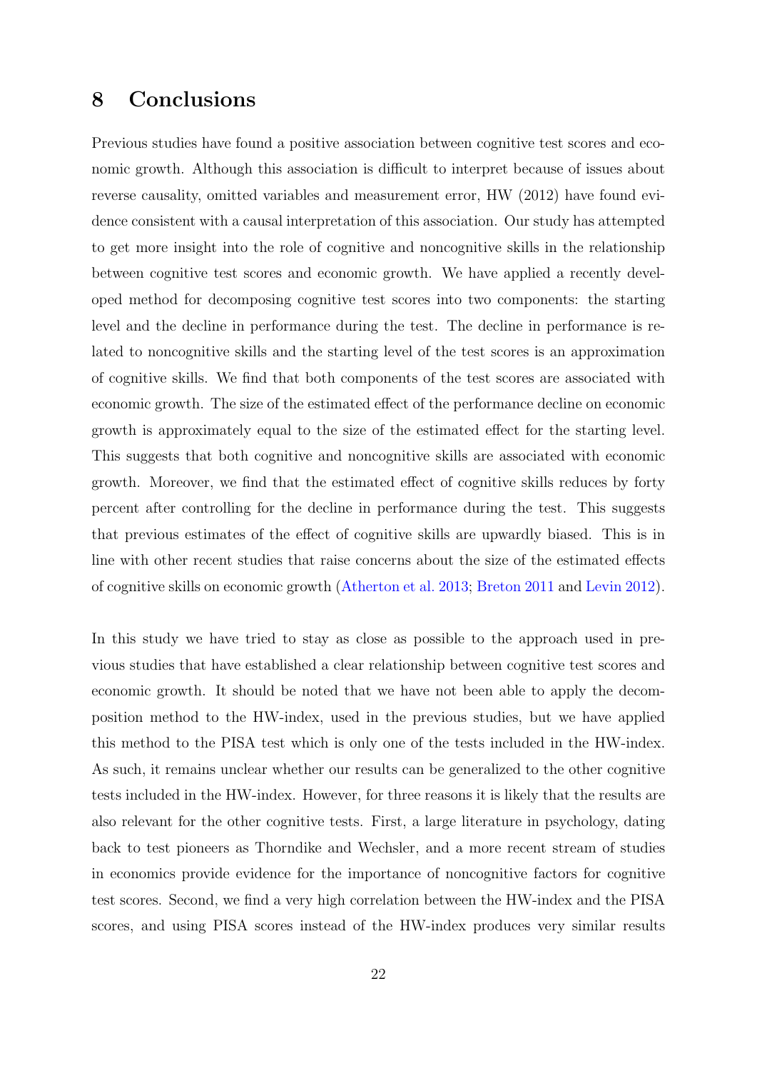## 8 Conclusions

Previous studies have found a positive association between cognitive test scores and economic growth. Although this association is difficult to interpret because of issues about reverse causality, omitted variables and measurement error, HW (2012) have found evidence consistent with a causal interpretation of this association. Our study has attempted to get more insight into the role of cognitive and noncognitive skills in the relationship between cognitive test scores and economic growth. We have applied a recently developed method for decomposing cognitive test scores into two components: the starting level and the decline in performance during the test. The decline in performance is related to noncognitive skills and the starting level of the test scores is an approximation of cognitive skills. We find that both components of the test scores are associated with economic growth. The size of the estimated effect of the performance decline on economic growth is approximately equal to the size of the estimated effect for the starting level. This suggests that both cognitive and noncognitive skills are associated with economic growth. Moreover, we find that the estimated effect of cognitive skills reduces by forty percent after controlling for the decline in performance during the test. This suggests that previous estimates of the effect of cognitive skills are upwardly biased. This is in line with other recent studies that raise concerns about the size of the estimated effects of cognitive skills on economic growth (Atherton et al. 2013; Breton 2011 and Levin 2012).

In this study we have tried to stay as close as possible to the approach used in previous studies that have established a clear relationship between cognitive test scores and economic growth. It should be noted that we have not been able to apply the decomposition method to the HW-index, used in the previous studies, but we have applied this method to the PISA test which is only one of the tests included in the HW-index. As such, it remains unclear whether our results can be generalized to the other cognitive tests included in the HW-index. However, for three reasons it is likely that the results are also relevant for the other cognitive tests. First, a large literature in psychology, dating back to test pioneers as Thorndike and Wechsler, and a more recent stream of studies in economics provide evidence for the importance of noncognitive factors for cognitive test scores. Second, we find a very high correlation between the HW-index and the PISA scores, and using PISA scores instead of the HW-index produces very similar results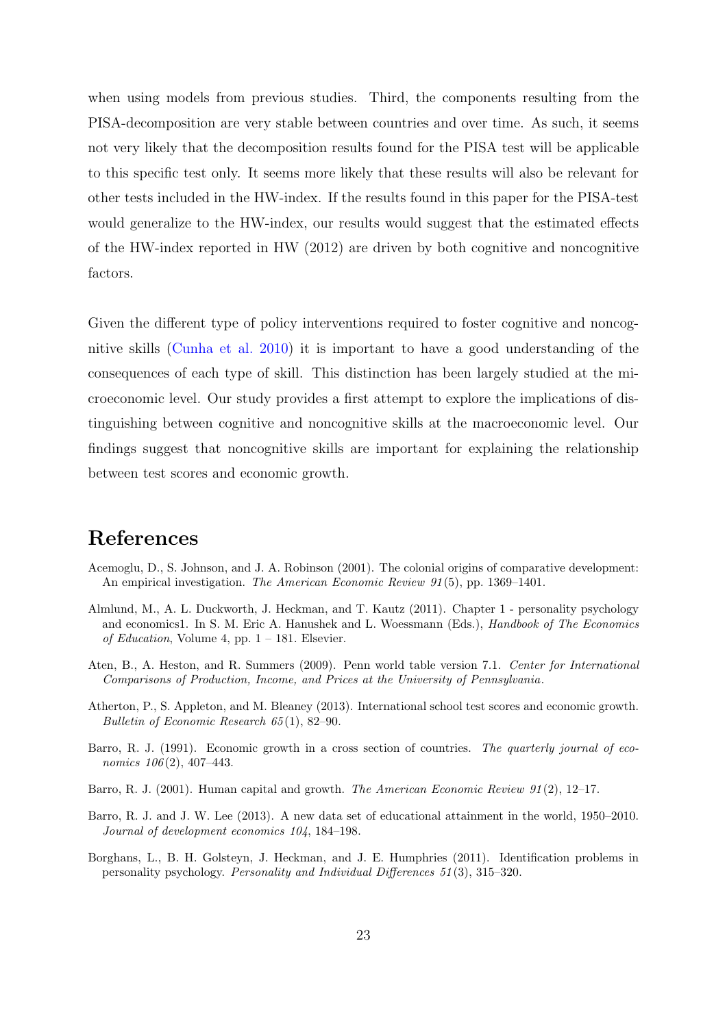when using models from previous studies. Third, the components resulting from the PISA-decomposition are very stable between countries and over time. As such, it seems not very likely that the decomposition results found for the PISA test will be applicable to this specific test only. It seems more likely that these results will also be relevant for other tests included in the HW-index. If the results found in this paper for the PISA-test would generalize to the HW-index, our results would suggest that the estimated effects of the HW-index reported in HW (2012) are driven by both cognitive and noncognitive factors.

Given the different type of policy interventions required to foster cognitive and noncognitive skills (Cunha et al. 2010) it is important to have a good understanding of the consequences of each type of skill. This distinction has been largely studied at the microeconomic level. Our study provides a first attempt to explore the implications of distinguishing between cognitive and noncognitive skills at the macroeconomic level. Our findings suggest that noncognitive skills are important for explaining the relationship between test scores and economic growth.

# References

Acemoglu, D., S. Johnson, and J. A. Robinson (2001). The colonial origins of comparative development: An empirical investigation. *The American Economic Review 91*(5), pp. 1369–1401.

Almlund, M., A. L. Duckworth, J. Heckman, and T. Kautz (2011). Chapter 1 - personality psychology and economics1. In S. M. Eric A. Hanushek and L. Woessmann (Eds.), *Handbook of The Economics of Education*, Volume 4, pp. 1 – 181. Elsevier.

Aten, B., A. Heston, and R. Summers (2009). Penn world table version 7.1. *Center for International Comparisons of Production, Income, and Prices at the University of Pennsylvania*.

Atherton, P., S. Appleton, and M. Bleaney (2013). International school test scores and economic growth. *Bulletin of Economic Research 65*(1), 82–90.

Barro, R. J. (1991). Economic growth in a cross section of countries. *The quarterly journal of economics 106*(2), 407–443.

Barro, R. J. (2001). Human capital and growth. *The American Economic Review 91*(2), 12–17.

Barro, R. J. and J. W. Lee (2013). A new data set of educational attainment in the world, 1950–2010. *Journal of development economics 104*, 184–198.

Borghans, L., B. H. Golsteyn, J. Heckman, and J. E. Humphries (2011). Identification problems in personality psychology. *Personality and Individual Differences 51*(3), 315–320.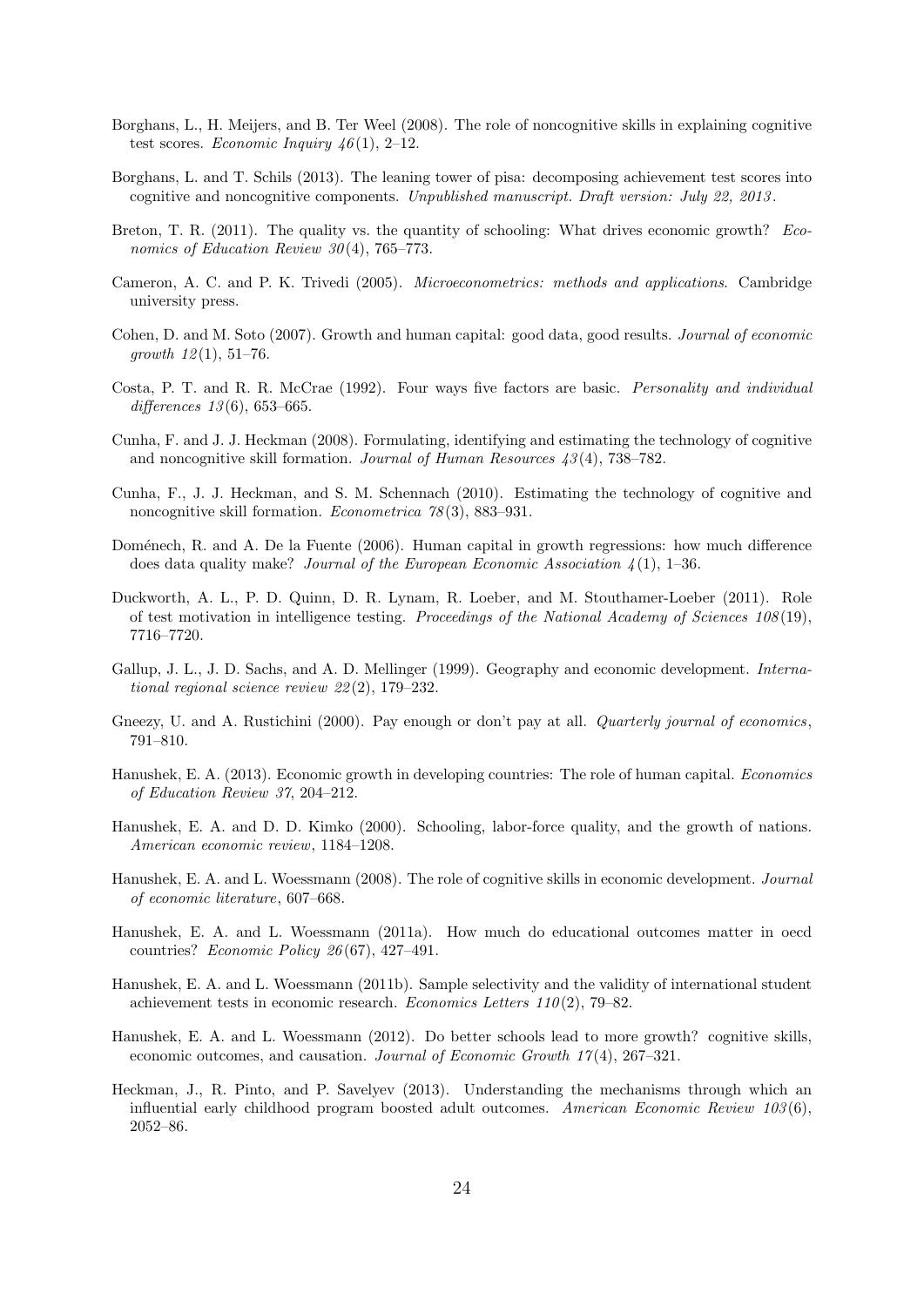Borghans, L., H. Meijers, and B. Ter Weel (2008). The role of noncognitive skills in explaining cognitive test scores. *Economic Inquiry 46*(1), 2–12.

Borghans, L. and T. Schils (2013). The leaning tower of pisa: decomposing achievement test scores into cognitive and noncognitive components. *Unpublished manuscript. Draft version: July 22, 2013*.

Breton, T. R. (2011). The quality vs. the quantity of schooling: What drives economic growth? *Economics of Education Review 30*(4), 765–773.

Cameron, A. C. and P. K. Trivedi (2005). *Microeconometrics: methods and applications*. Cambridge university press.

Cohen, D. and M. Soto (2007). Growth and human capital: good data, good results. *Journal of economic growth 12*(1), 51–76.

Costa, P. T. and R. R. McCrae (1992). Four ways five factors are basic. *Personality and individual differences 13*(6), 653–665.

Cunha, F. and J. J. Heckman (2008). Formulating, identifying and estimating the technology of cognitive and noncognitive skill formation. *Journal of Human Resources 43*(4), 738–782.

Cunha, F., J. J. Heckman, and S. M. Schennach (2010). Estimating the technology of cognitive and noncognitive skill formation. *Econometrica 78*(3), 883–931.

Doménech, R. and A. De la Fuente (2006). Human capital in growth regressions: how much difference does data quality make? *Journal of the European Economic Association 4*(1), 1–36.

Duckworth, A. L., P. D. Quinn, D. R. Lynam, R. Loeber, and M. Stouthamer-Loeber (2011). Role of test motivation in intelligence testing. *Proceedings of the National Academy of Sciences 108*(19), 7716–7720.

Gallup, J. L., J. D. Sachs, and A. D. Mellinger (1999). Geography and economic development. *International regional science review 22*(2), 179–232.

Gneezy, U. and A. Rustichini (2000). Pay enough or don't pay at all. *Quarterly journal of economics*, 791–810.

Hanushek, E. A. (2013). Economic growth in developing countries: The role of human capital. *Economics of Education Review 37*, 204–212.

Hanushek, E. A. and D. D. Kimko (2000). Schooling, labor-force quality, and the growth of nations. *American economic review*, 1184–1208.

Hanushek, E. A. and L. Woessmann (2008). The role of cognitive skills in economic development. *Journal of economic literature*, 607–668.

Hanushek, E. A. and L. Woessmann (2011a). How much do educational outcomes matter in oecd countries? *Economic Policy 26*(67), 427–491.

Hanushek, E. A. and L. Woessmann (2011b). Sample selectivity and the validity of international student achievement tests in economic research. *Economics Letters 110*(2), 79–82.

Hanushek, E. A. and L. Woessmann (2012). Do better schools lead to more growth? cognitive skills, economic outcomes, and causation. *Journal of Economic Growth 17*(4), 267–321.

Heckman, J., R. Pinto, and P. Savelyev (2013). Understanding the mechanisms through which an influential early childhood program boosted adult outcomes. *American Economic Review 103*(6), 2052–86.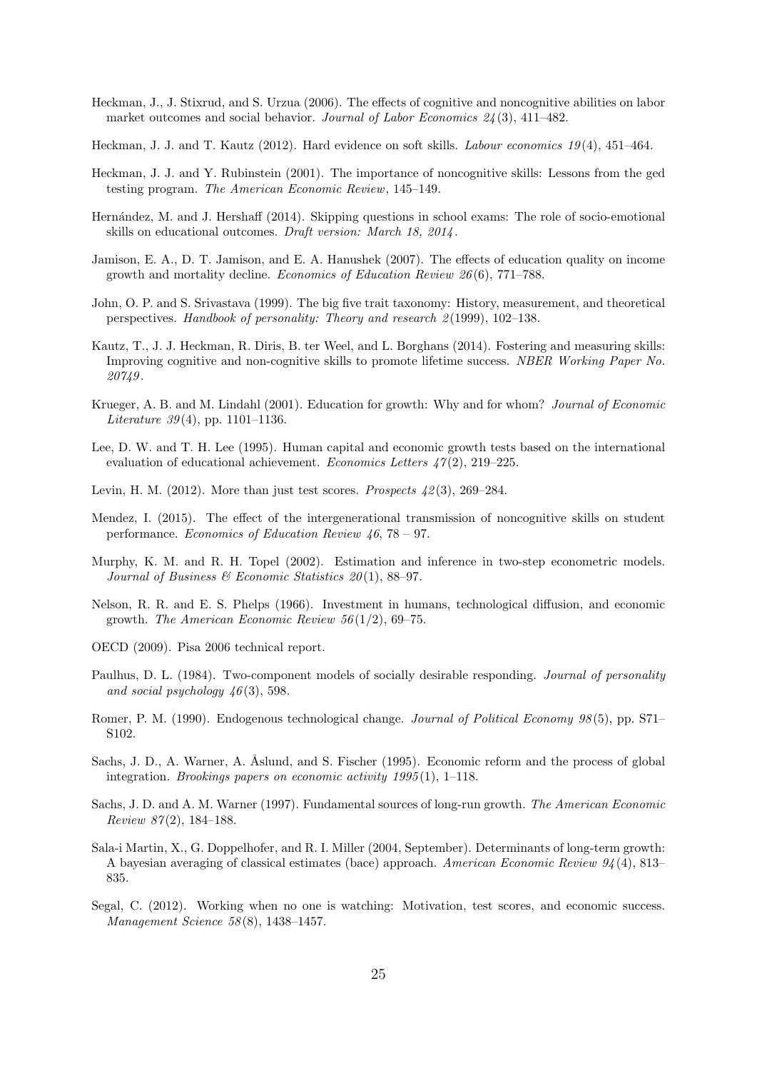Heckman, J., J. Stixrud, and S. Urzua (2006). The effects of cognitive and noncognitive abilities on labor market outcomes and social behavior. *Journal of Labor Economics 24*(3), 411–482.

Heckman, J. J. and T. Kautz (2012). Hard evidence on soft skills. *Labour economics 19*(4), 451–464.

Heckman, J. J. and Y. Rubinstein (2001). The importance of noncognitive skills: Lessons from the ged testing program. *The American Economic Review*, 145–149.

Hernández, M. and J. Hershaff (2014). Skipping questions in school exams: The role of socio-emotional skills on educational outcomes. *Draft version: March 18, 2014*.

Jamison, E. A., D. T. Jamison, and E. A. Hanushek (2007). The effects of education quality on income growth and mortality decline. *Economics of Education Review 26*(6), 771–788.

John, O. P. and S. Srivastava (1999). The big five trait taxonomy: History, measurement, and theoretical perspectives. *Handbook of personality: Theory and research 2*(1999), 102–138.

Kautz, T., J. J. Heckman, R. Diris, B. ter Weel, and L. Borghans (2014). Fostering and measuring skills: Improving cognitive and non-cognitive skills to promote lifetime success. *NBER Working Paper No. 20749*.

Krueger, A. B. and M. Lindahl (2001). Education for growth: Why and for whom? *Journal of Economic Literature 39*(4), pp. 1101–1136.

Lee, D. W. and T. H. Lee (1995). Human capital and economic growth tests based on the international evaluation of educational achievement. *Economics Letters 47*(2), 219–225.

Levin, H. M. (2012). More than just test scores. *Prospects 42*(3), 269–284.

Mendez, I. (2015). The effect of the intergenerational transmission of noncognitive skills on student performance. *Economics of Education Review 46*, 78 – 97.

Murphy, K. M. and R. H. Topel (2002). Estimation and inference in two-step econometric models. *Journal of Business & Economic Statistics 20*(1), 88–97.

Nelson, R. R. and E. S. Phelps (1966). Investment in humans, technological diffusion, and economic growth. *The American Economic Review 56*(1/2), 69–75.

OECD (2009). Pisa 2006 technical report.

Paulhus, D. L. (1984). Two-component models of socially desirable responding. *Journal of personality and social psychology 46*(3), 598.

Romer, P. M. (1990). Endogenous technological change. *Journal of Political Economy 98*(5), pp. S71–S102.

Sachs, J. D., A. Warner, A. Åslund, and S. Fischer (1995). Economic reform and the process of global integration. *Brookings papers on economic activity 1995*(1), 1–118.

Sachs, J. D. and A. M. Warner (1997). Fundamental sources of long-run growth. *The American Economic Review 87*(2), 184–188.

Sala-i Martin, X., G. Doppelhofer, and R. I. Miller (2004, September). Determinants of long-term growth: A bayesian averaging of classical estimates (bace) approach. *American Economic Review 94*(4), 813–835.

Segal, C. (2012). Working when no one is watching: Motivation, test scores, and economic success. *Management Science 58*(8), 1438–1457.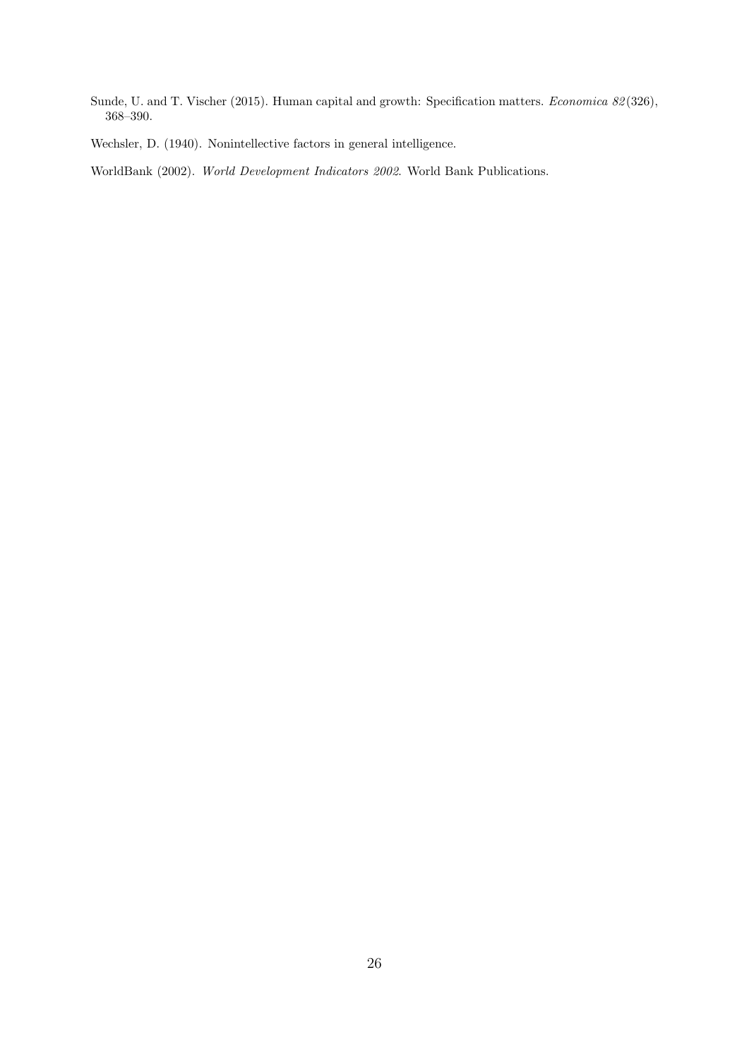Sunde, U. and T. Vischer (2015). Human capital and growth: Specification matters. *Economica 82*(326), 368–390.

Wechsler, D. (1940). Nonintellective factors in general intelligence.

WorldBank (2002). *World Development Indicators 2002*. World Bank Publications.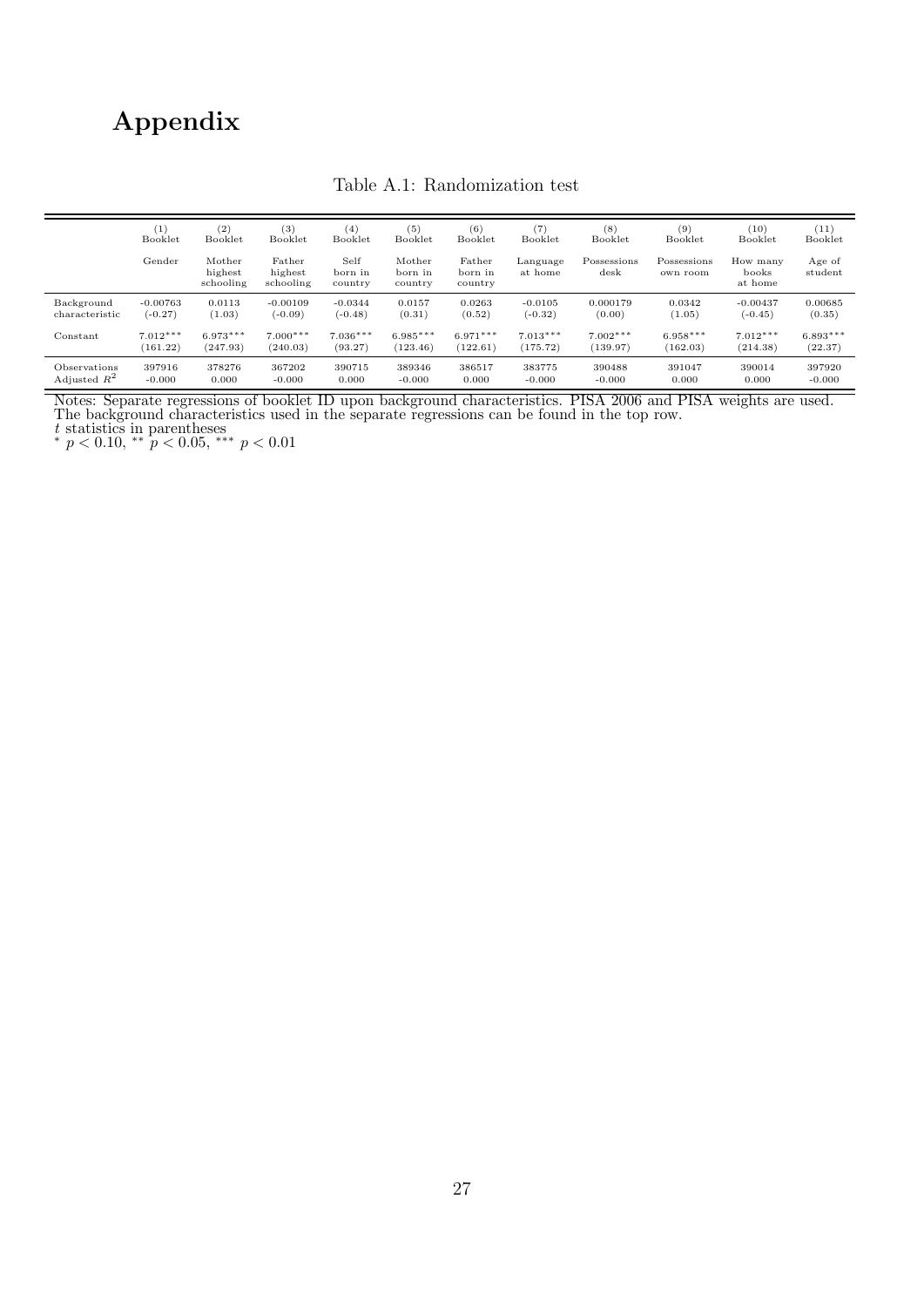# Appendix

Table A.1: Randomization test

| | (1) Booklet | (2) Booklet | (3) Booklet | (4) Booklet | (5) Booklet | (6) Booklet | (7) Booklet | (8) Booklet | (9) Booklet | (10) Booklet | (11) Booklet |
|---|---|---|---|---|---|---|---|---|---|---|---|
| | Gender | Mother highest schooling | Father highest schooling | Self born in country | Mother born in country | Father born in country | Language at home | Possessions desk | Possessions own room | How many books at home | Age of student |
| Background characteristic | -0.00763 | 0.0113 | -0.00109 | -0.0344 | 0.0157 | 0.0263 | -0.0105 | 0.000179 | 0.0342 | -0.00437 | 0.00685 |
| | (-0.27) | (1.03) | (-0.09) | (-0.48) | (0.31) | (0.52) | (-0.32) | (0.00) | (1.05) | (-0.45) | (0.35) |
| Constant | 7.012*** | 6.973*** | 7.000*** | 7.036*** | 6.985*** | 6.971*** | 7.013*** | 7.002*** | 6.958*** | 7.012*** | 6.893*** |
| | (161.22) | (247.93) | (240.03) | (93.27) | (123.46) | (122.61) | (175.72) | (139.97) | (162.03) | (214.38) | (22.37) |
| Observations | 397916 | 378276 | 367202 | 390715 | 389346 | 386517 | 383775 | 390488 | 391047 | 390014 | 397920 |
| Adjusted $R^2$ | -0.000 | 0.000 | -0.000 | 0.000 | -0.000 | 0.000 | -0.000 | -0.000 | 0.000 | 0.000 | -0.000 |

Notes: Separate regressions of booklet ID upon background characteristics. PISA 2006 and PISA weights are used. The background characteristics used in the separate regressions can be found in the top row.
$t$ statistics in parentheses
$^{*}$ $p < 0.10$, $^{**}$ $p < 0.05$, $^{***}$ $p < 0.01$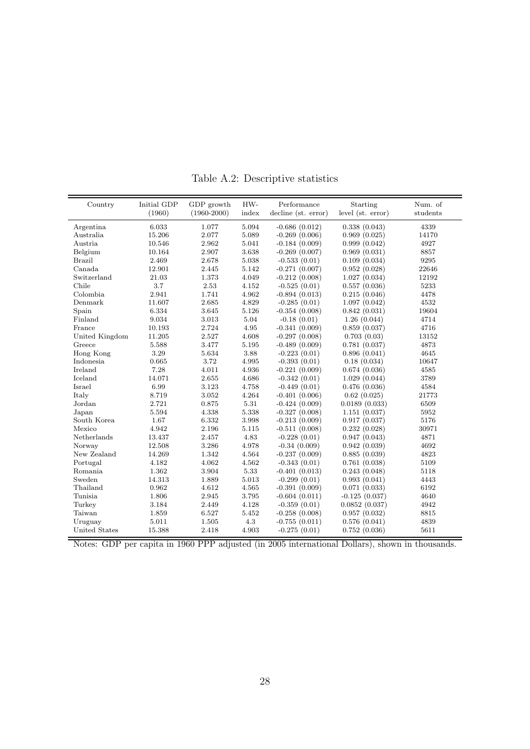Table A.2: Descriptive statistics

| Country | Initial GDP (1960) | GDP growth (1960-2000) | HW-index | Performance decline (st. error) | Starting level (st. error) | Num. of students |
|---|---|---|---|---|---|---|
| Argentina | 6.033 | 1.077 | 5.094 | -0.686 (0.012) | 0.338 (0.043) | 4339 |
| Australia | 15.206 | 2.077 | 5.089 | -0.269 (0.006) | 0.969 (0.025) | 14170 |
| Austria | 10.546 | 2.962 | 5.041 | -0.184 (0.009) | 0.999 (0.042) | 4927 |
| Belgium | 10.164 | 2.907 | 3.638 | -0.269 (0.007) | 0.969 (0.031) | 8857 |
| Brazil | 2.469 | 2.678 | 5.038 | -0.533 (0.01) | 0.109 (0.034) | 9295 |
| Canada | 12.901 | 2.445 | 5.142 | -0.271 (0.007) | 0.952 (0.028) | 22646 |
| Switzerland | 21.03 | 1.373 | 4.049 | -0.212 (0.008) | 1.027 (0.034) | 12192 |
| Chile | 3.7 | 2.53 | 4.152 | -0.525 (0.01) | 0.557 (0.036) | 5233 |
| Colombia | 2.941 | 1.741 | 4.962 | -0.894 (0.013) | 0.215 (0.046) | 4478 |
| Denmark | 11.607 | 2.685 | 4.829 | -0.285 (0.01) | 1.097 (0.042) | 4532 |
| Spain | 6.334 | 3.645 | 5.126 | -0.354 (0.008) | 0.842 (0.031) | 19604 |
| Finland | 9.034 | 3.013 | 5.04 | -0.18 (0.01) | 1.26 (0.044) | 4714 |
| France | 10.193 | 2.724 | 4.95 | -0.341 (0.009) | 0.859 (0.037) | 4716 |
| United Kingdom | 11.205 | 2.527 | 4.608 | -0.297 (0.008) | 0.703 (0.03) | 13152 |
| Greece | 5.588 | 3.477 | 5.195 | -0.489 (0.009) | 0.781 (0.037) | 4873 |
| Hong Kong | 3.29 | 5.634 | 3.88 | -0.223 (0.01) | 0.896 (0.041) | 4645 |
| Indonesia | 0.665 | 3.72 | 4.995 | -0.393 (0.01) | 0.18 (0.034) | 10647 |
| Ireland | 7.28 | 4.011 | 4.936 | -0.221 (0.009) | 0.674 (0.036) | 4585 |
| Iceland | 14.071 | 2.655 | 4.686 | -0.342 (0.01) | 1.029 (0.044) | 3789 |
| Israel | 6.99 | 3.123 | 4.758 | -0.449 (0.01) | 0.476 (0.036) | 4584 |
| Italy | 8.719 | 3.052 | 4.264 | -0.401 (0.006) | 0.62 (0.025) | 21773 |
| Jordan | 2.721 | 0.875 | 5.31 | -0.424 (0.009) | 0.0189 (0.033) | 6509 |
| Japan | 5.594 | 4.338 | 5.338 | -0.327 (0.008) | 1.151 (0.037) | 5952 |
| South Korea | 1.67 | 6.332 | 3.998 | -0.213 (0.009) | 0.917 (0.037) | 5176 |
| Mexico | 4.942 | 2.196 | 5.115 | -0.511 (0.008) | 0.232 (0.028) | 30971 |
| Netherlands | 13.437 | 2.457 | 4.83 | -0.228 (0.01) | 0.947 (0.043) | 4871 |
| Norway | 12.508 | 3.286 | 4.978 | -0.34 (0.009) | 0.942 (0.039) | 4692 |
| New Zealand | 14.269 | 1.342 | 4.564 | -0.237 (0.009) | 0.885 (0.039) | 4823 |
| Portugal | 4.182 | 4.062 | 4.562 | -0.343 (0.01) | 0.761 (0.038) | 5109 |
| Romania | 1.362 | 3.904 | 5.33 | -0.401 (0.013) | 0.243 (0.048) | 5118 |
| Sweden | 14.313 | 1.889 | 5.013 | -0.299 (0.01) | 0.993 (0.041) | 4443 |
| Thailand | 0.962 | 4.612 | 4.565 | -0.391 (0.009) | 0.071 (0.033) | 6192 |
| Tunisia | 1.806 | 2.945 | 3.795 | -0.604 (0.011) | -0.125 (0.037) | 4640 |
| Turkey | 3.184 | 2.449 | 4.128 | -0.359 (0.01) | 0.0852 (0.037) | 4942 |
| Taiwan | 1.859 | 6.527 | 5.452 | -0.258 (0.008) | 0.957 (0.032) | 8815 |
| Uruguay | 5.011 | 1.505 | 4.3 | -0.755 (0.011) | 0.576 (0.041) | 4839 |
| United States | 15.388 | 2.418 | 4.903 | -0.275 (0.01) | 0.752 (0.036) | 5611 |

Notes: GDP per capita in 1960 PPP adjusted (in 2005 international Dollars), shown in thousands.